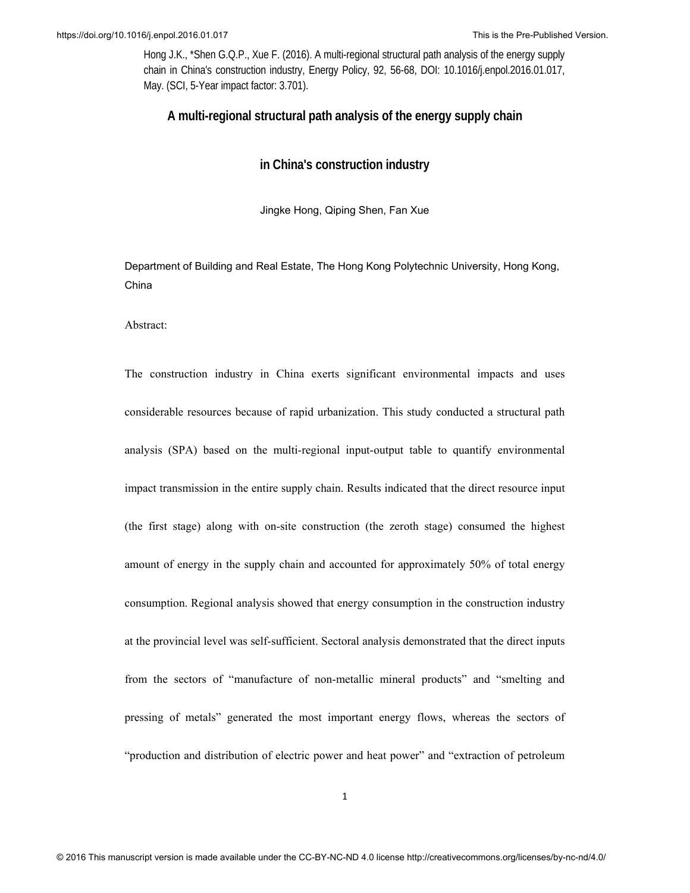Hong J.K., *Shen G.Q.P., Xue F. (2016). A multi-regional structural path analysis of the energy supply chain in China's construction industry, Energy Policy, 92, 56-68, DOI: 10.1016/j.enpol.2016.01.017, May. (SCI, 5-Year impact factor: 3.701).

# A multi-regional structural path analysis of the energy supply chain in China's construction industry

Jingke Hong, Qiping Shen, Fan Xue

Department of Building and Real Estate, The Hong Kong Polytechnic University, Hong Kong, China

Abstract:

The construction industry in China exerts significant environmental impacts and uses considerable resources because of rapid urbanization. This study conducted a structural path analysis (SPA) based on the multi-regional input-output table to quantify environmental impact transmission in the entire supply chain. Results indicated that the direct resource input (the first stage) along with on-site construction (the zeroth stage) consumed the highest amount of energy in the supply chain and accounted for approximately 50% of total energy consumption. Regional analysis showed that energy consumption in the construction industry at the provincial level was self-sufficient. Sectoral analysis demonstrated that the direct inputs from the sectors of "manufacture of non-metallic mineral products" and "smelting and pressing of metals" generated the most important energy flows, whereas the sectors of "production and distribution of electric power and heat power" and "extraction of petroleum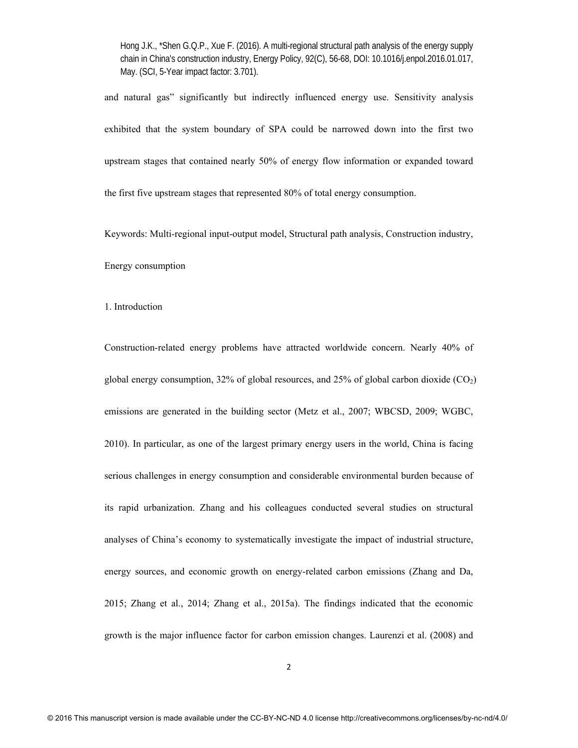and natural gas" significantly but indirectly influenced energy use. Sensitivity analysis exhibited that the system boundary of SPA could be narrowed down into the first two upstream stages that contained nearly 50% of energy flow information or expanded toward the first five upstream stages that represented 80% of total energy consumption.

Keywords: Multi-regional input-output model, Structural path analysis, Construction industry, Energy consumption

## 1. Introduction

Construction-related energy problems have attracted worldwide concern. Nearly 40% of global energy consumption, 32% of global resources, and 25% of global carbon dioxide ($CO_2$) emissions are generated in the building sector (Metz et al., 2007; WBCSD, 2009; WGBC, 2010). In particular, as one of the largest primary energy users in the world, China is facing serious challenges in energy consumption and considerable environmental burden because of its rapid urbanization. Zhang and his colleagues conducted several studies on structural analyses of China's economy to systematically investigate the impact of industrial structure, energy sources, and economic growth on energy-related carbon emissions (Zhang and Da, 2015; Zhang et al., 2014; Zhang et al., 2015a). The findings indicated that the economic growth is the major influence factor for carbon emission changes. Laurenzi et al. (2008) and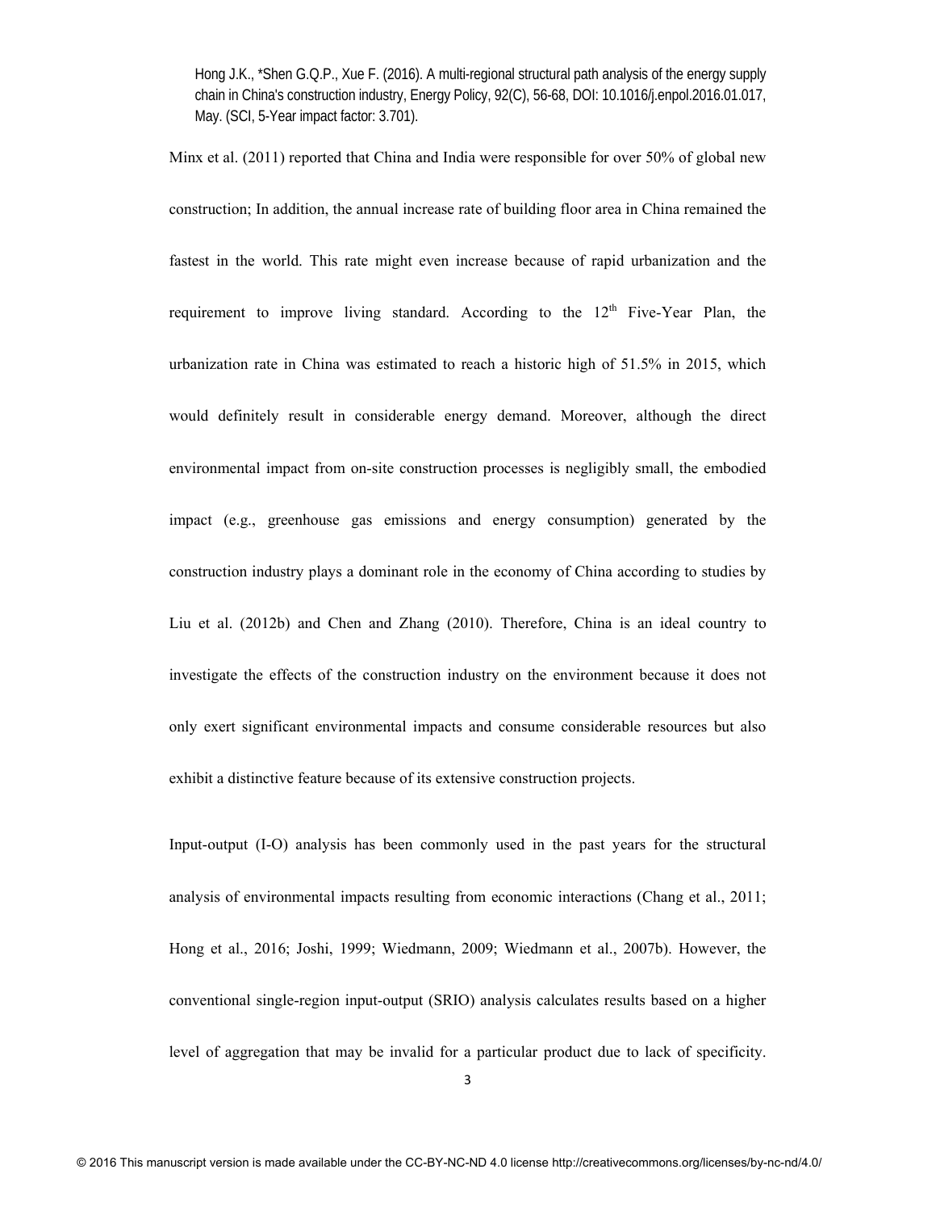Minx et al. (2011) reported that China and India were responsible for over 50% of global new construction; In addition, the annual increase rate of building floor area in China remained the fastest in the world. This rate might even increase because of rapid urbanization and the requirement to improve living standard. According to the $12^{th}$ Five-Year Plan, the urbanization rate in China was estimated to reach a historic high of 51.5% in 2015, which would definitely result in considerable energy demand. Moreover, although the direct environmental impact from on-site construction processes is negligibly small, the embodied impact (e.g., greenhouse gas emissions and energy consumption) generated by the construction industry plays a dominant role in the economy of China according to studies by Liu et al. (2012b) and Chen and Zhang (2010). Therefore, China is an ideal country to investigate the effects of the construction industry on the environment because it does not only exert significant environmental impacts and consume considerable resources but also exhibit a distinctive feature because of its extensive construction projects.

Input-output (I-O) analysis has been commonly used in the past years for the structural analysis of environmental impacts resulting from economic interactions (Chang et al., 2011; Hong et al., 2016; Joshi, 1999; Wiedmann, 2009; Wiedmann et al., 2007b). However, the conventional single-region input-output (SRIO) analysis calculates results based on a higher level of aggregation that may be invalid for a particular product due to lack of specificity.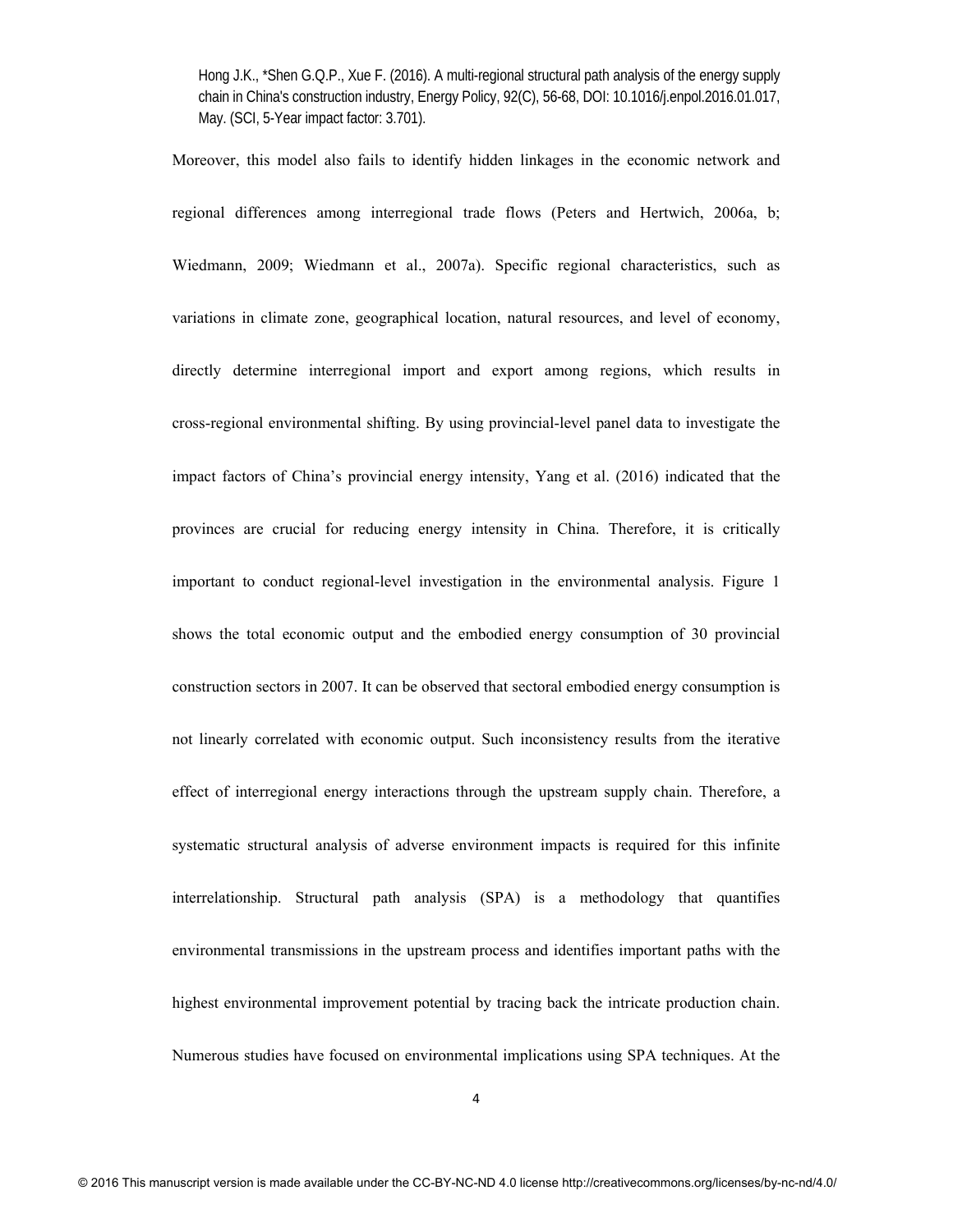Moreover, this model also fails to identify hidden linkages in the economic network and regional differences among interregional trade flows (Peters and Hertwich, 2006a, b; Wiedmann, 2009; Wiedmann et al., 2007a). Specific regional characteristics, such as variations in climate zone, geographical location, natural resources, and level of economy, directly determine interregional import and export among regions, which results in cross-regional environmental shifting. By using provincial-level panel data to investigate the impact factors of China's provincial energy intensity, Yang et al. (2016) indicated that the provinces are crucial for reducing energy intensity in China. Therefore, it is critically important to conduct regional-level investigation in the environmental analysis. Figure 1 shows the total economic output and the embodied energy consumption of 30 provincial construction sectors in 2007. It can be observed that sectoral embodied energy consumption is not linearly correlated with economic output. Such inconsistency results from the iterative effect of interregional energy interactions through the upstream supply chain. Therefore, a systematic structural analysis of adverse environment impacts is required for this infinite interrelationship. Structural path analysis (SPA) is a methodology that quantifies environmental transmissions in the upstream process and identifies important paths with the highest environmental improvement potential by tracing back the intricate production chain. Numerous studies have focused on environmental implications using SPA techniques. At the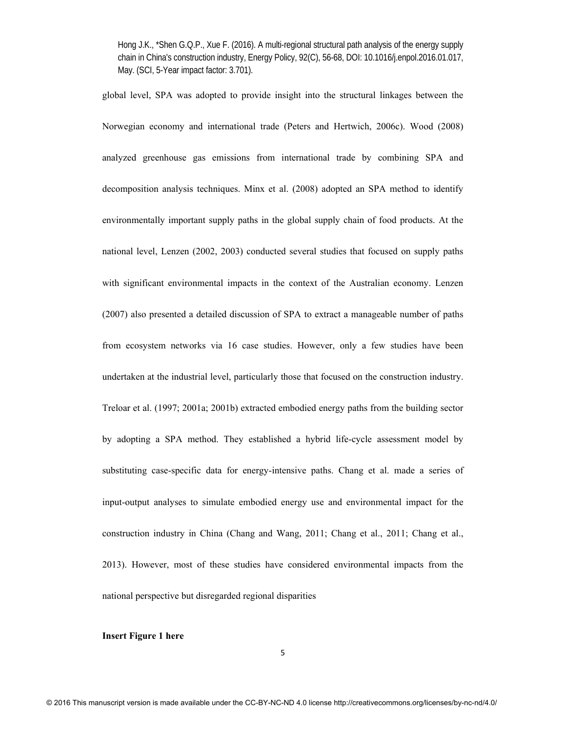global level, SPA was adopted to provide insight into the structural linkages between the Norwegian economy and international trade (Peters and Hertwich, 2006c). Wood (2008) analyzed greenhouse gas emissions from international trade by combining SPA and decomposition analysis techniques. Minx et al. (2008) adopted an SPA method to identify environmentally important supply paths in the global supply chain of food products. At the national level, Lenzen (2002, 2003) conducted several studies that focused on supply paths with significant environmental impacts in the context of the Australian economy. Lenzen (2007) also presented a detailed discussion of SPA to extract a manageable number of paths from ecosystem networks via 16 case studies. However, only a few studies have been undertaken at the industrial level, particularly those that focused on the construction industry. Treloar et al. (1997; 2001a; 2001b) extracted embodied energy paths from the building sector by adopting a SPA method. They established a hybrid life-cycle assessment model by substituting case-specific data for energy-intensive paths. Chang et al. made a series of input-output analyses to simulate embodied energy use and environmental impact for the construction industry in China (Chang and Wang, 2011; Chang et al., 2011; Chang et al., 2013). However, most of these studies have considered environmental impacts from the national perspective but disregarded regional disparities

**Insert Figure 1 here**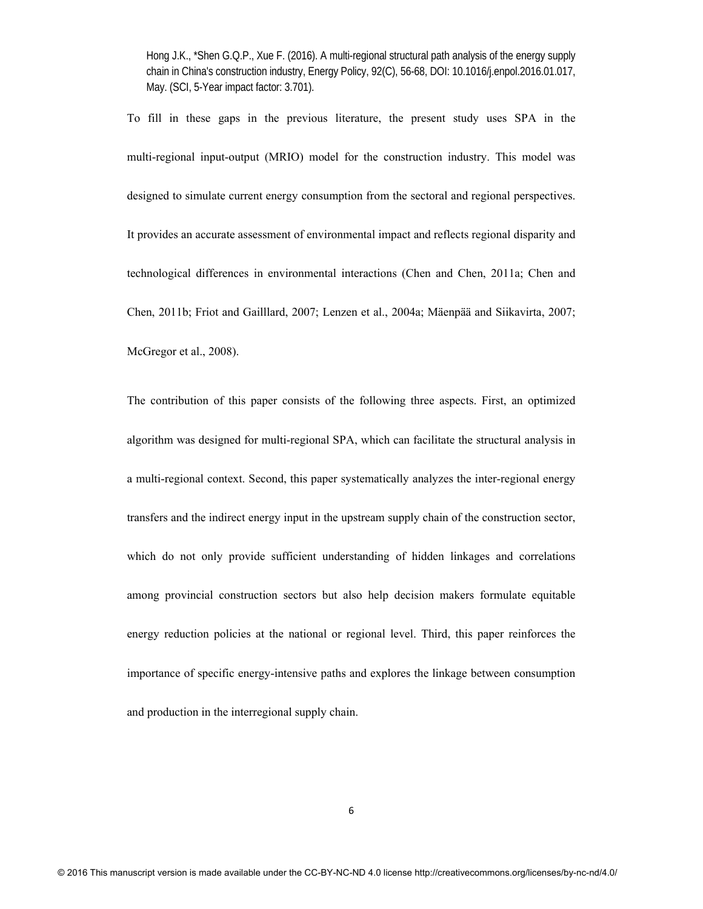To fill in these gaps in the previous literature, the present study uses SPA in the multi-regional input-output (MRIO) model for the construction industry. This model was designed to simulate current energy consumption from the sectoral and regional perspectives. It provides an accurate assessment of environmental impact and reflects regional disparity and technological differences in environmental interactions (Chen and Chen, 2011a; Chen and Chen, 2011b; Friot and Gailllard, 2007; Lenzen et al., 2004a; Mäenpää and Siikavirta, 2007; McGregor et al., 2008).

The contribution of this paper consists of the following three aspects. First, an optimized algorithm was designed for multi-regional SPA, which can facilitate the structural analysis in a multi-regional context. Second, this paper systematically analyzes the inter-regional energy transfers and the indirect energy input in the upstream supply chain of the construction sector, which do not only provide sufficient understanding of hidden linkages and correlations among provincial construction sectors but also help decision makers formulate equitable energy reduction policies at the national or regional level. Third, this paper reinforces the importance of specific energy-intensive paths and explores the linkage between consumption and production in the interregional supply chain.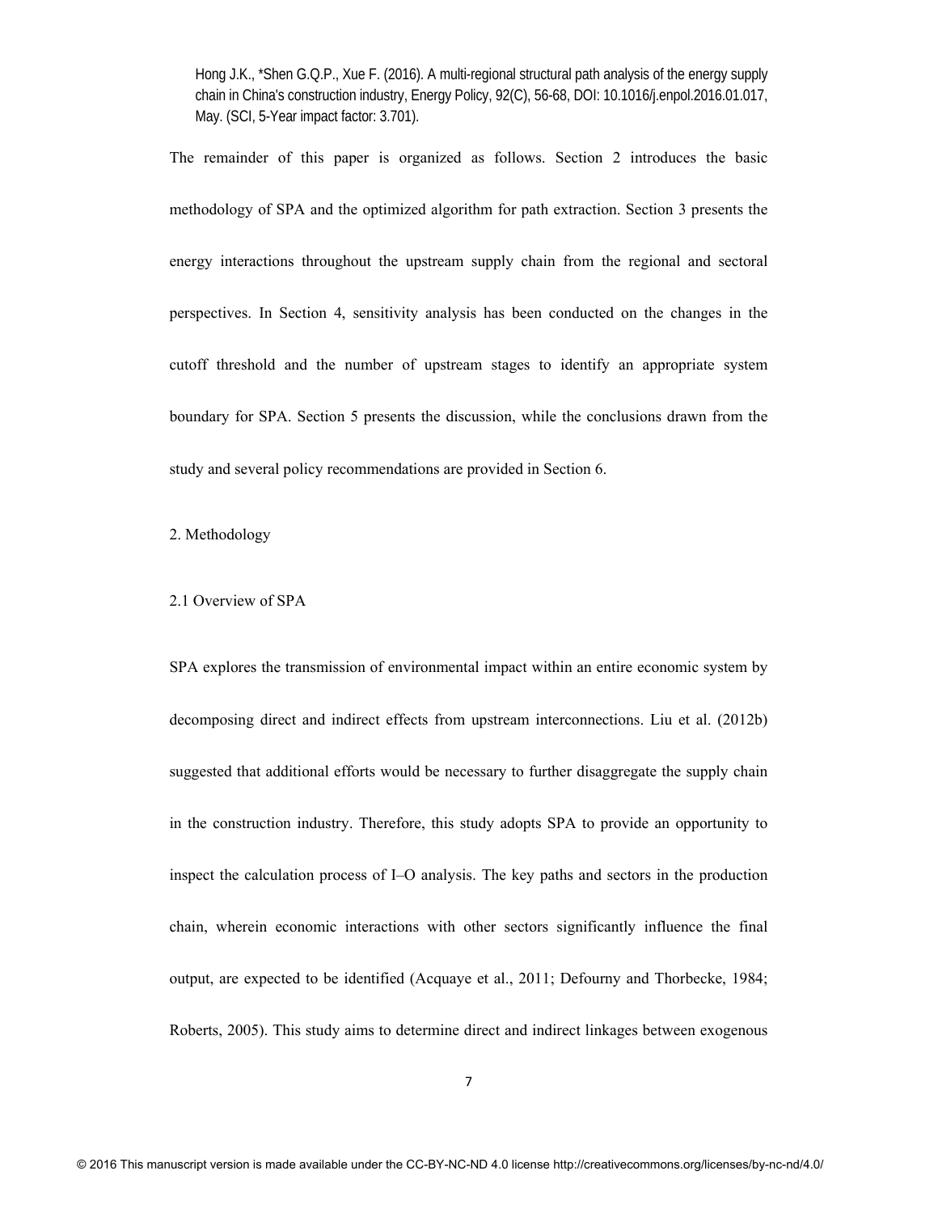The remainder of this paper is organized as follows. Section 2 introduces the basic methodology of SPA and the optimized algorithm for path extraction. Section 3 presents the energy interactions throughout the upstream supply chain from the regional and sectoral perspectives. In Section 4, sensitivity analysis has been conducted on the changes in the cutoff threshold and the number of upstream stages to identify an appropriate system boundary for SPA. Section 5 presents the discussion, while the conclusions drawn from the study and several policy recommendations are provided in Section 6.

## 2. Methodology

### 2.1 Overview of SPA

SPA explores the transmission of environmental impact within an entire economic system by decomposing direct and indirect effects from upstream interconnections. Liu et al. (2012b) suggested that additional efforts would be necessary to further disaggregate the supply chain in the construction industry. Therefore, this study adopts SPA to provide an opportunity to inspect the calculation process of I–O analysis. The key paths and sectors in the production chain, wherein economic interactions with other sectors significantly influence the final output, are expected to be identified (Acquaye et al., 2011; Defourny and Thorbecke, 1984; Roberts, 2005). This study aims to determine direct and indirect linkages between exogenous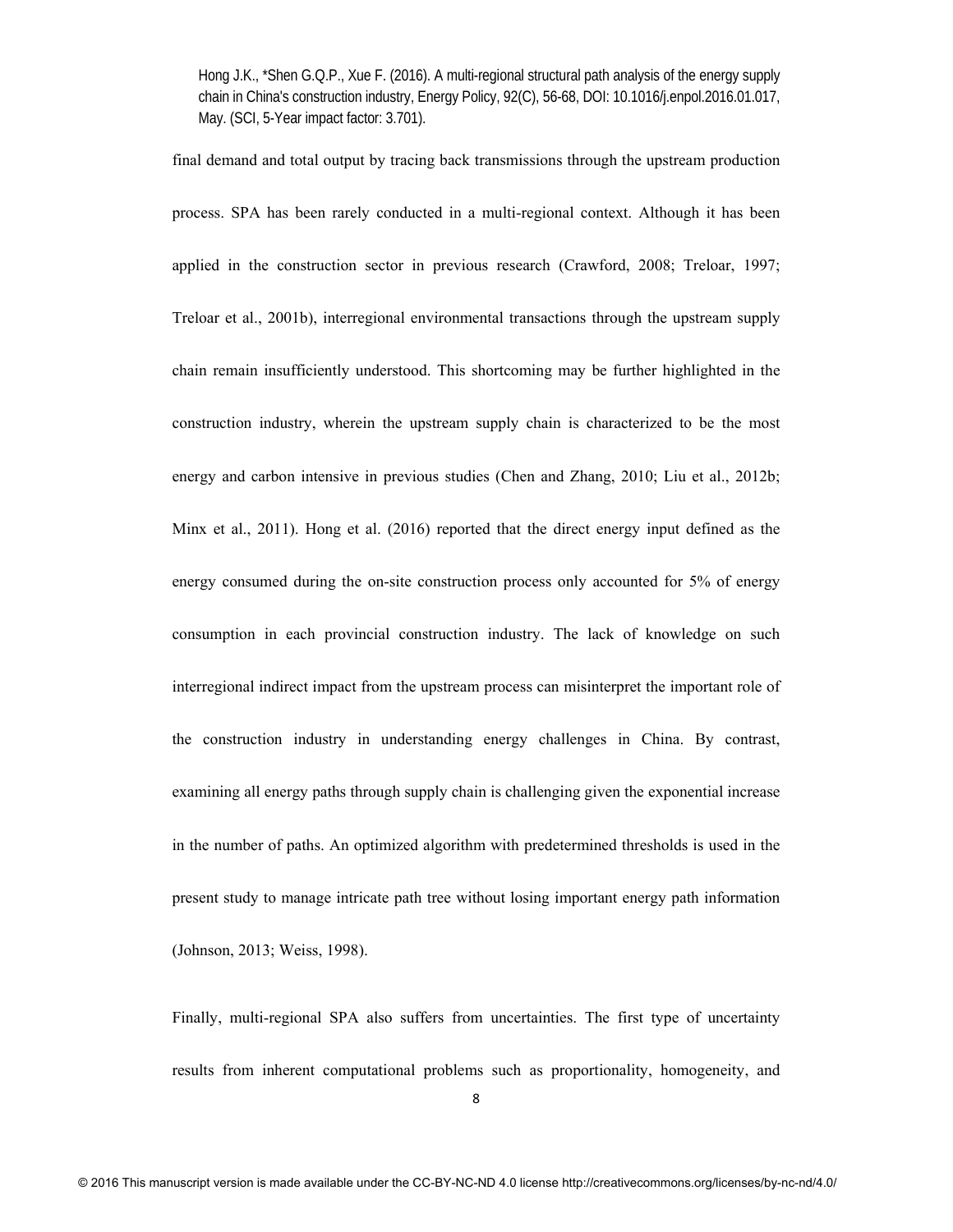final demand and total output by tracing back transmissions through the upstream production process. SPA has been rarely conducted in a multi-regional context. Although it has been applied in the construction sector in previous research (Crawford, 2008; Treloar, 1997; Treloar et al., 2001b), interregional environmental transactions through the upstream supply chain remain insufficiently understood. This shortcoming may be further highlighted in the construction industry, wherein the upstream supply chain is characterized to be the most energy and carbon intensive in previous studies (Chen and Zhang, 2010; Liu et al., 2012b; Minx et al., 2011). Hong et al. (2016) reported that the direct energy input defined as the energy consumed during the on-site construction process only accounted for 5% of energy consumption in each provincial construction industry. The lack of knowledge on such interregional indirect impact from the upstream process can misinterpret the important role of the construction industry in understanding energy challenges in China. By contrast, examining all energy paths through supply chain is challenging given the exponential increase in the number of paths. An optimized algorithm with predetermined thresholds is used in the present study to manage intricate path tree without losing important energy path information (Johnson, 2013; Weiss, 1998).

Finally, multi-regional SPA also suffers from uncertainties. The first type of uncertainty results from inherent computational problems such as proportionality, homogeneity, and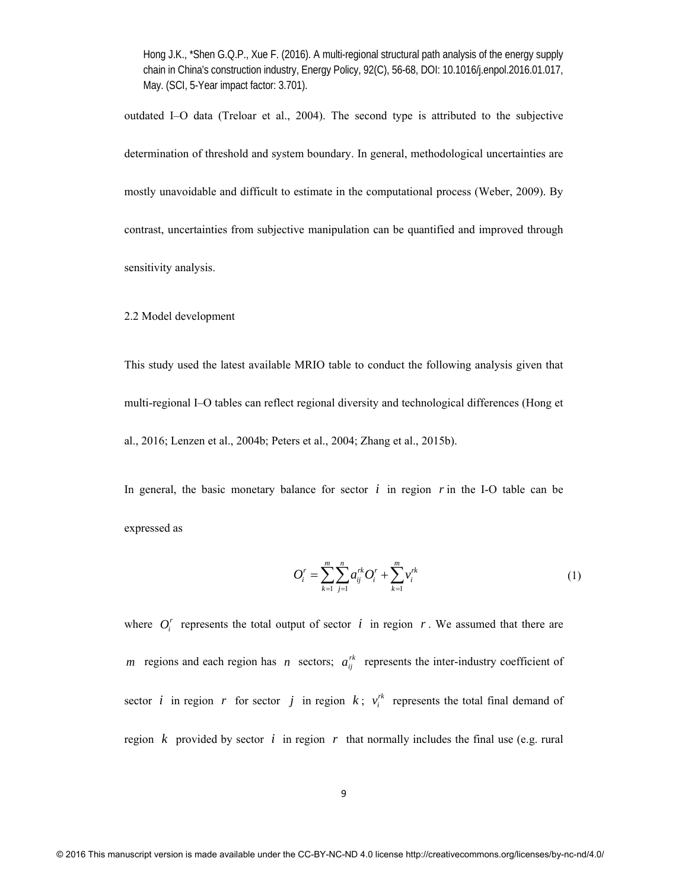outdated I–O data (Treloar et al., 2004). The second type is attributed to the subjective determination of threshold and system boundary. In general, methodological uncertainties are mostly unavoidable and difficult to estimate in the computational process (Weber, 2009). By contrast, uncertainties from subjective manipulation can be quantified and improved through sensitivity analysis.

## 2.2 Model development

This study used the latest available MRIO table to conduct the following analysis given that multi-regional I–O tables can reflect regional diversity and technological differences (Hong et al., 2016; Lenzen et al., 2004b; Peters et al., 2004; Zhang et al., 2015b).

In general, the basic monetary balance for sector $i$ in region $r$ in the I-O table can be expressed as

$$O_i^r = \sum_{k=1}^{m}\sum_{j=1}^{n} a_{ij}^{rk} O_i^r + \sum_{k=1}^{m} v_i^{rk} \tag{1}$$

where $O_i^r$ represents the total output of sector $i$ in region $r$. We assumed that there are $m$ regions and each region has $n$ sectors; $a_{ij}^{rk}$ represents the inter-industry coefficient of sector $i$ in region $r$ for sector $j$ in region $k$; $v_i^{rk}$ represents the total final demand of region $k$ provided by sector $i$ in region $r$ that normally includes the final use (e.g. rural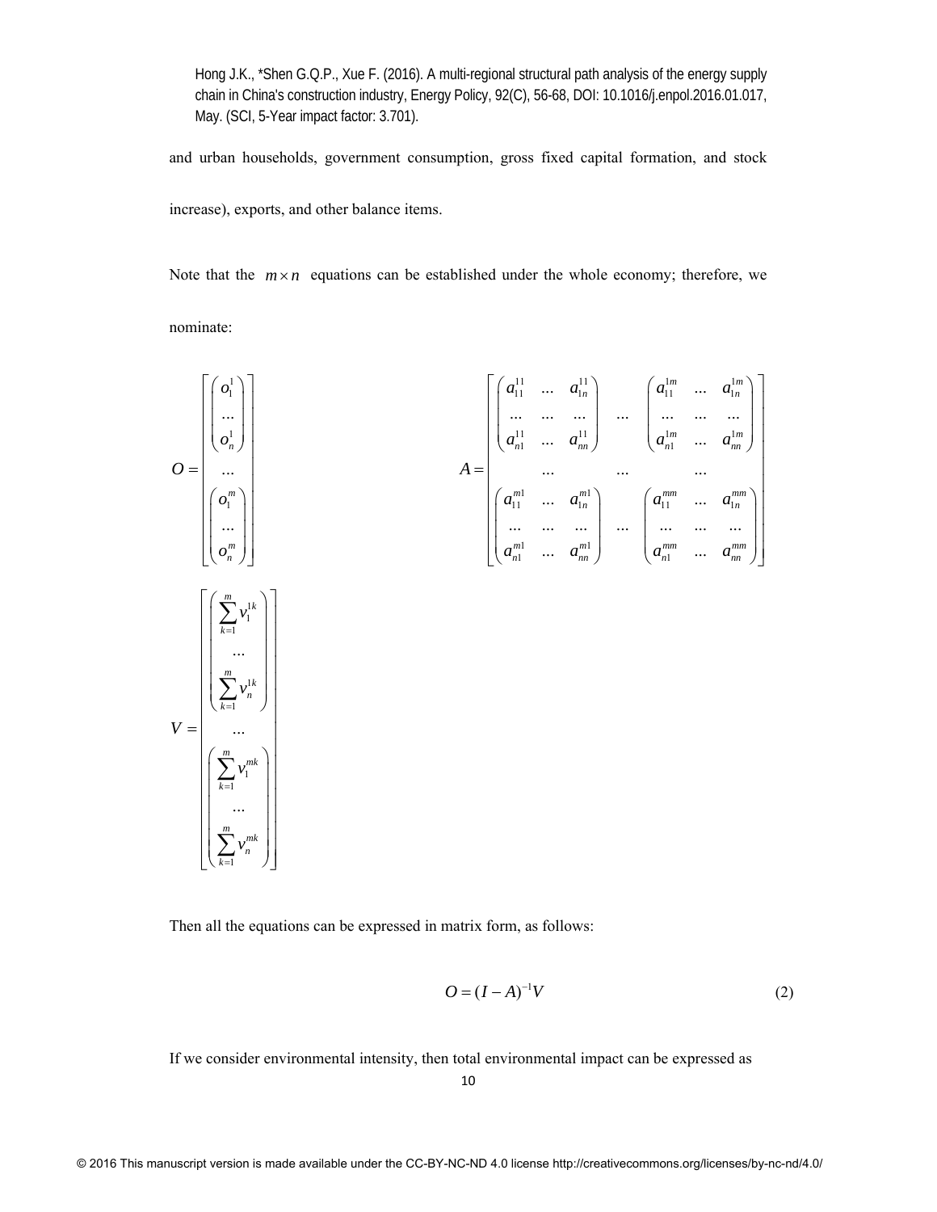and urban households, government consumption, gross fixed capital formation, and stock increase), exports, and other balance items.

Note that the $m \times n$ equations can be established under the whole economy; therefore, we nominate:

$$
O = \begin{bmatrix} \begin{pmatrix} o_1^1 \\ \ldots \\ o_n^1 \end{pmatrix} \\ \ldots \\ \begin{pmatrix} o_1^m \\ \ldots \\ o_n^m \end{pmatrix} \end{bmatrix}
\qquad
A = \begin{bmatrix} \begin{pmatrix} a_{11}^{11} & \ldots & a_{1n}^{11} \\ \ldots & \ldots & \ldots \\ a_{n1}^{11} & \ldots & a_{nn}^{11} \end{pmatrix} & \ldots & \begin{pmatrix} a_{11}^{1m} & \ldots & a_{1n}^{1m} \\ \ldots & \ldots & \ldots \\ a_{n1}^{1m} & \ldots & a_{nn}^{1m} \end{pmatrix} \\ \ldots & \ldots & \ldots \\ \begin{pmatrix} a_{11}^{m1} & \ldots & a_{1n}^{m1} \\ \ldots & \ldots & \ldots \\ a_{n1}^{m1} & \ldots & a_{nn}^{m1} \end{pmatrix} & \ldots & \begin{pmatrix} a_{11}^{mm} & \ldots & a_{1n}^{mm} \\ \ldots & \ldots & \ldots \\ a_{n1}^{mm} & \ldots & a_{nn}^{mm} \end{pmatrix} \end{bmatrix}
$$

$$
V = \begin{bmatrix} \begin{pmatrix} \sum_{k=1}^{m} v_1^{1k} \\ \ldots \\ \sum_{k=1}^{m} v_n^{1k} \end{pmatrix} \\ \ldots \\ \begin{pmatrix} \sum_{k=1}^{m} v_1^{mk} \\ \ldots \\ \sum_{k=1}^{m} v_n^{mk} \end{pmatrix} \end{bmatrix}
$$

Then all the equations can be expressed in matrix form, as follows:

$$
O = (I - A)^{-1} V \tag{2}
$$

If we consider environmental intensity, then total environmental impact can be expressed as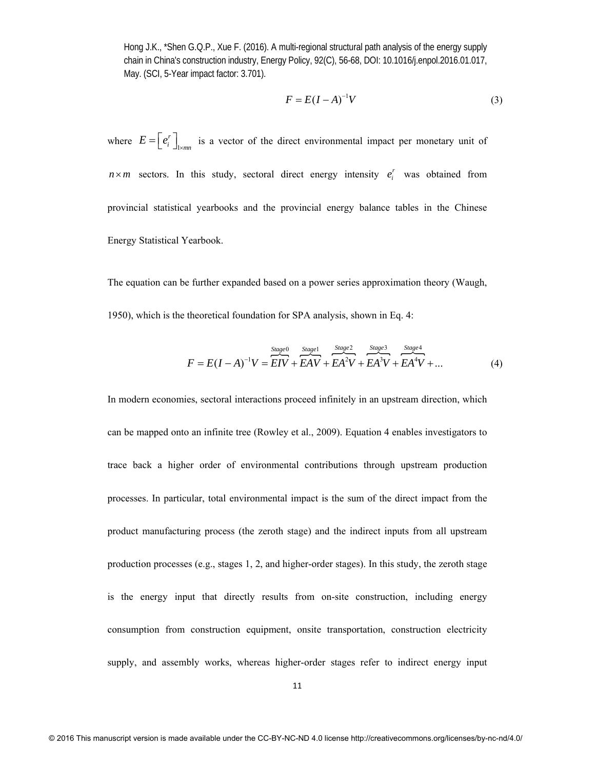$$F = E(I-A)^{-1}V \tag{3}$$

where $E = \left[ e_i^r \right]_{1 \times mn}$ is a vector of the direct environmental impact per monetary unit of $n \times m$ sectors. In this study, sectoral direct energy intensity $e_i^r$ was obtained from provincial statistical yearbooks and the provincial energy balance tables in the Chinese Energy Statistical Yearbook.

The equation can be further expanded based on a power series approximation theory (Waugh, 1950), which is the theoretical foundation for SPA analysis, shown in Eq. 4:

$$F = E(I-A)^{-1}V = \overbrace{EIV}^{Stage0} + \overbrace{EAV}^{Stage1} + \overbrace{EA^2V}^{Stage2} + \overbrace{EA^3V}^{Stage3} + \overbrace{EA^4V}^{Stage4} + \ldots \tag{4}$$

In modern economies, sectoral interactions proceed infinitely in an upstream direction, which can be mapped onto an infinite tree (Rowley et al., 2009). Equation 4 enables investigators to trace back a higher order of environmental contributions through upstream production processes. In particular, total environmental impact is the sum of the direct impact from the product manufacturing process (the zeroth stage) and the indirect inputs from all upstream production processes (e.g., stages 1, 2, and higher-order stages). In this study, the zeroth stage is the energy input that directly results from on-site construction, including energy consumption from construction equipment, onsite transportation, construction electricity supply, and assembly works, whereas higher-order stages refer to indirect energy input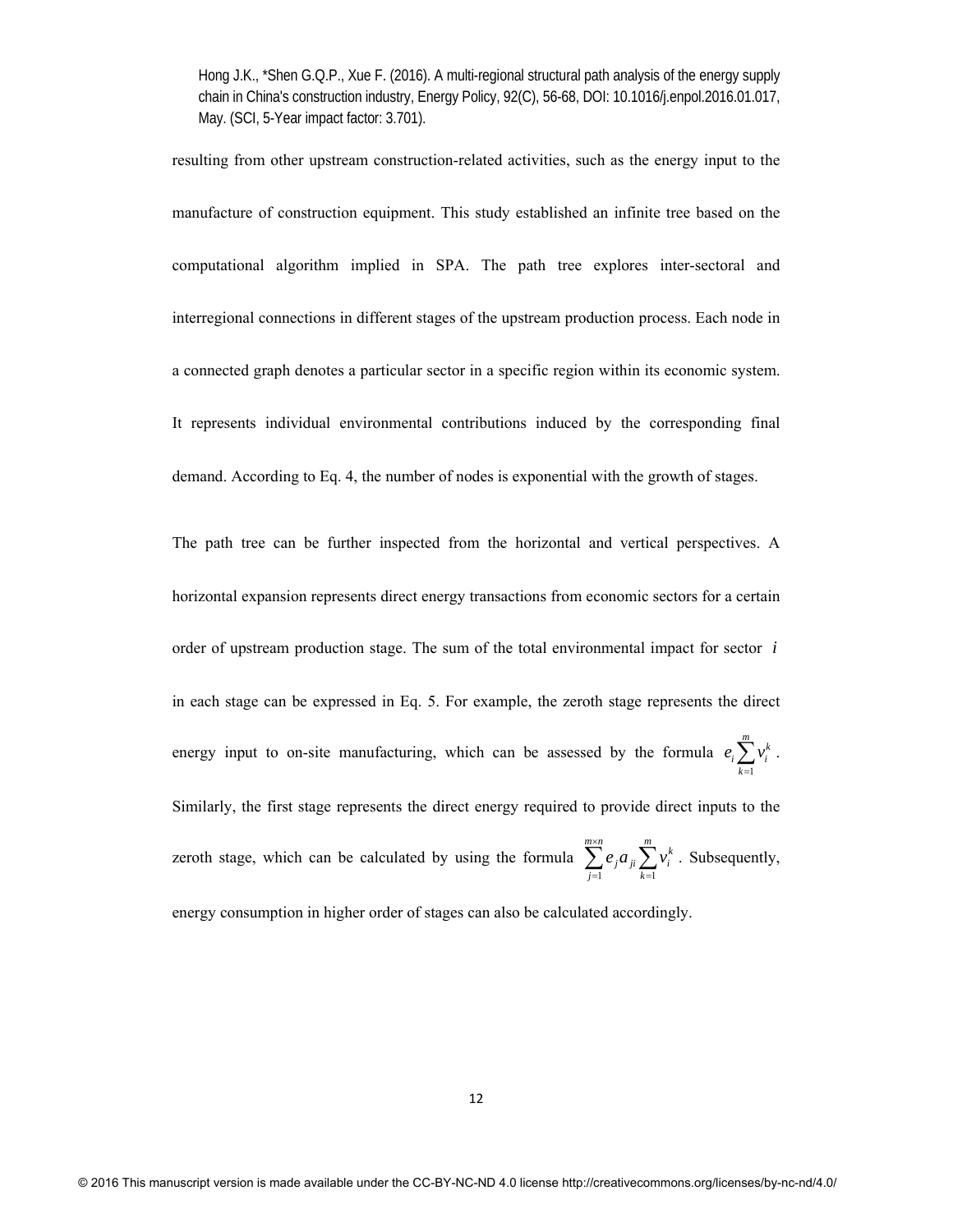resulting from other upstream construction-related activities, such as the energy input to the manufacture of construction equipment. This study established an infinite tree based on the computational algorithm implied in SPA. The path tree explores inter-sectoral and interregional connections in different stages of the upstream production process. Each node in a connected graph denotes a particular sector in a specific region within its economic system. It represents individual environmental contributions induced by the corresponding final demand. According to Eq. 4, the number of nodes is exponential with the growth of stages.

The path tree can be further inspected from the horizontal and vertical perspectives. A horizontal expansion represents direct energy transactions from economic sectors for a certain order of upstream production stage. The sum of the total environmental impact for sector $i$ in each stage can be expressed in Eq. 5. For example, the zeroth stage represents the direct energy input to on-site manufacturing, which can be assessed by the formula $e_i \sum_{k=1}^{m} v_i^k$. Similarly, the first stage represents the direct energy required to provide direct inputs to the zeroth stage, which can be calculated by using the formula $\sum_{j=1}^{m \times n} e_j a_{ji} \sum_{k=1}^{m} v_i^k$. Subsequently, energy consumption in higher order of stages can also be calculated accordingly.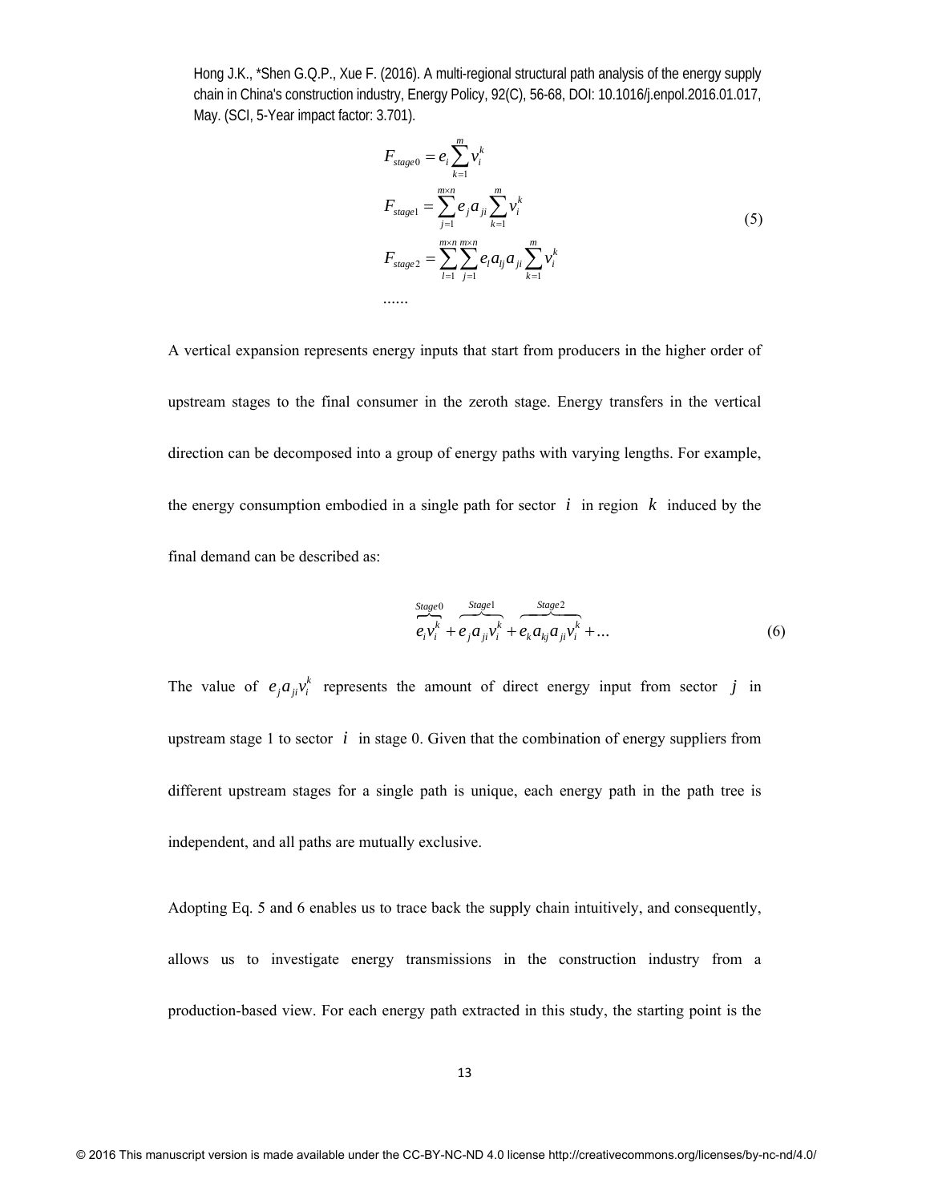$$
\begin{aligned}
F_{stage0} &= e_i \sum_{k=1}^{m} v_i^k \\
F_{stage1} &= \sum_{j=1}^{m \times n} e_j a_{ji} \sum_{k=1}^{m} v_i^k \\
F_{stage2} &= \sum_{l=1}^{m \times n} \sum_{j=1}^{m \times n} e_l a_{lj} a_{ji} \sum_{k=1}^{m} v_i^k \\
&\ldots\ldots
\end{aligned}
\tag{5}
$$

A vertical expansion represents energy inputs that start from producers in the higher order of upstream stages to the final consumer in the zeroth stage. Energy transfers in the vertical direction can be decomposed into a group of energy paths with varying lengths. For example, the energy consumption embodied in a single path for sector $i$ in region $k$ induced by the final demand can be described as:

$$
\overbrace{e_i v_i^k}^{Stage0} + \overbrace{e_j a_{ji} v_i^k}^{Stage1} + \overbrace{e_k a_{kj} a_{ji} v_i^k}^{Stage2} + \ldots \tag{6}
$$

The value of $e_j a_{ji} v_i^k$ represents the amount of direct energy input from sector $j$ in upstream stage 1 to sector $i$ in stage 0. Given that the combination of energy suppliers from different upstream stages for a single path is unique, each energy path in the path tree is independent, and all paths are mutually exclusive.

Adopting Eq. 5 and 6 enables us to trace back the supply chain intuitively, and consequently, allows us to investigate energy transmissions in the construction industry from a production-based view. For each energy path extracted in this study, the starting point is the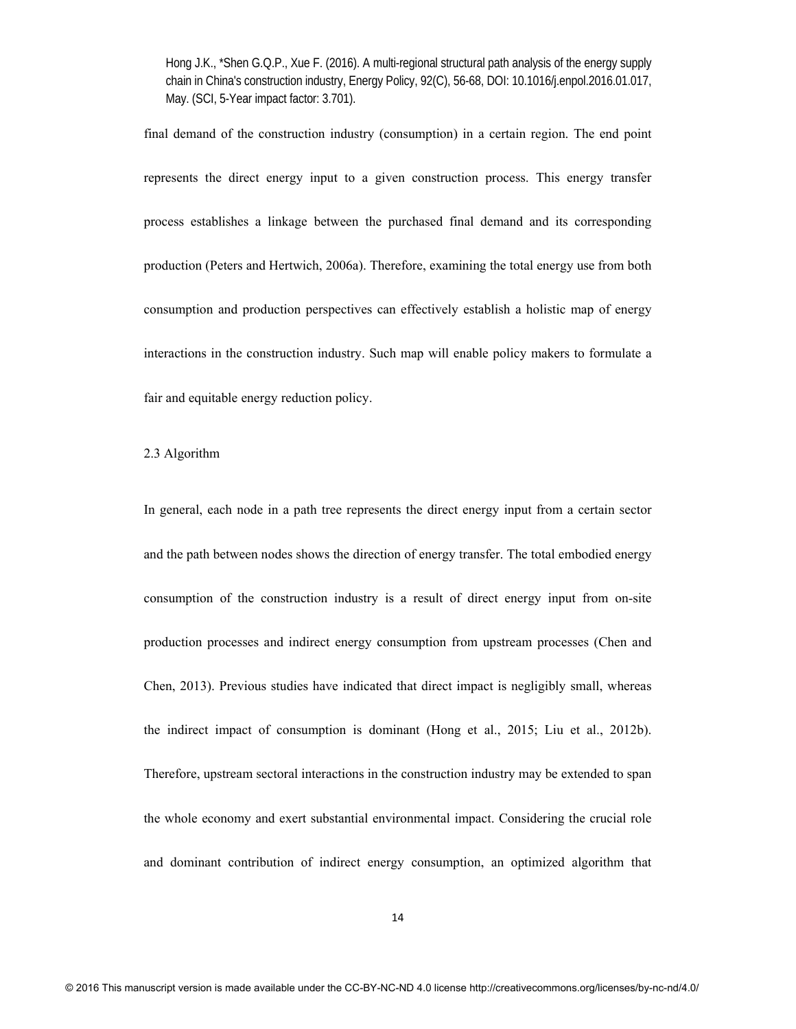final demand of the construction industry (consumption) in a certain region. The end point represents the direct energy input to a given construction process. This energy transfer process establishes a linkage between the purchased final demand and its corresponding production (Peters and Hertwich, 2006a). Therefore, examining the total energy use from both consumption and production perspectives can effectively establish a holistic map of energy interactions in the construction industry. Such map will enable policy makers to formulate a fair and equitable energy reduction policy.

### 2.3 Algorithm

In general, each node in a path tree represents the direct energy input from a certain sector and the path between nodes shows the direction of energy transfer. The total embodied energy consumption of the construction industry is a result of direct energy input from on-site production processes and indirect energy consumption from upstream processes (Chen and Chen, 2013). Previous studies have indicated that direct impact is negligibly small, whereas the indirect impact of consumption is dominant (Hong et al., 2015; Liu et al., 2012b). Therefore, upstream sectoral interactions in the construction industry may be extended to span the whole economy and exert substantial environmental impact. Considering the crucial role and dominant contribution of indirect energy consumption, an optimized algorithm that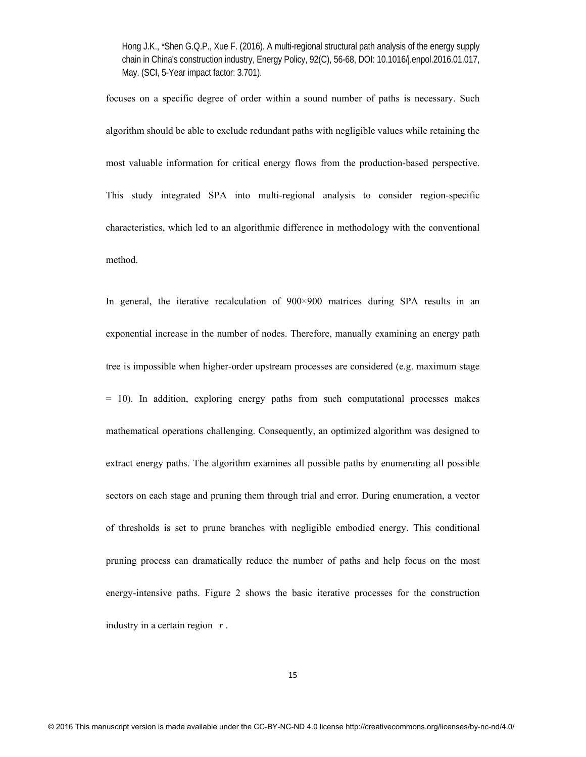focuses on a specific degree of order within a sound number of paths is necessary. Such algorithm should be able to exclude redundant paths with negligible values while retaining the most valuable information for critical energy flows from the production-based perspective. This study integrated SPA into multi-regional analysis to consider region-specific characteristics, which led to an algorithmic difference in methodology with the conventional method.

In general, the iterative recalculation of 900×900 matrices during SPA results in an exponential increase in the number of nodes. Therefore, manually examining an energy path tree is impossible when higher-order upstream processes are considered (e.g. maximum stage = 10). In addition, exploring energy paths from such computational processes makes mathematical operations challenging. Consequently, an optimized algorithm was designed to extract energy paths. The algorithm examines all possible paths by enumerating all possible sectors on each stage and pruning them through trial and error. During enumeration, a vector of thresholds is set to prune branches with negligible embodied energy. This conditional pruning process can dramatically reduce the number of paths and help focus on the most energy-intensive paths. Figure 2 shows the basic iterative processes for the construction industry in a certain region $r$.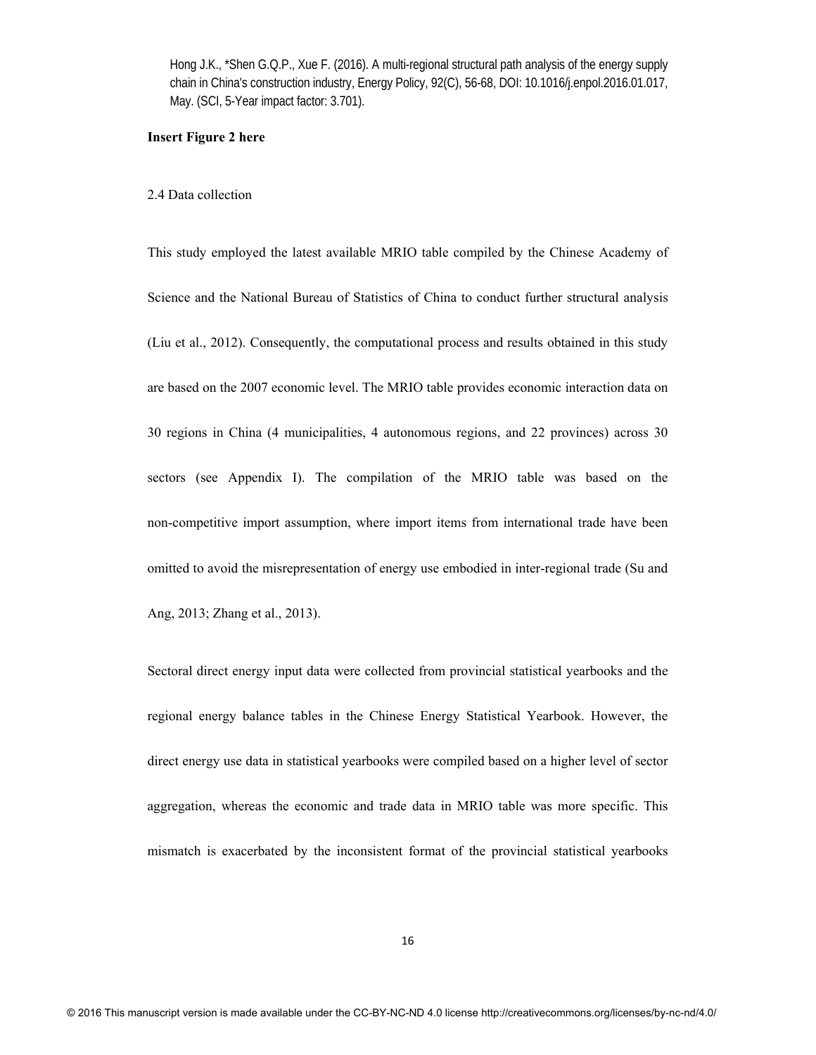**Insert Figure 2 here**

2.4 Data collection

This study employed the latest available MRIO table compiled by the Chinese Academy of Science and the National Bureau of Statistics of China to conduct further structural analysis (Liu et al., 2012). Consequently, the computational process and results obtained in this study are based on the 2007 economic level. The MRIO table provides economic interaction data on 30 regions in China (4 municipalities, 4 autonomous regions, and 22 provinces) across 30 sectors (see Appendix I). The compilation of the MRIO table was based on the non-competitive import assumption, where import items from international trade have been omitted to avoid the misrepresentation of energy use embodied in inter-regional trade (Su and Ang, 2013; Zhang et al., 2013).

Sectoral direct energy input data were collected from provincial statistical yearbooks and the regional energy balance tables in the Chinese Energy Statistical Yearbook. However, the direct energy use data in statistical yearbooks were compiled based on a higher level of sector aggregation, whereas the economic and trade data in MRIO table was more specific. This mismatch is exacerbated by the inconsistent format of the provincial statistical yearbooks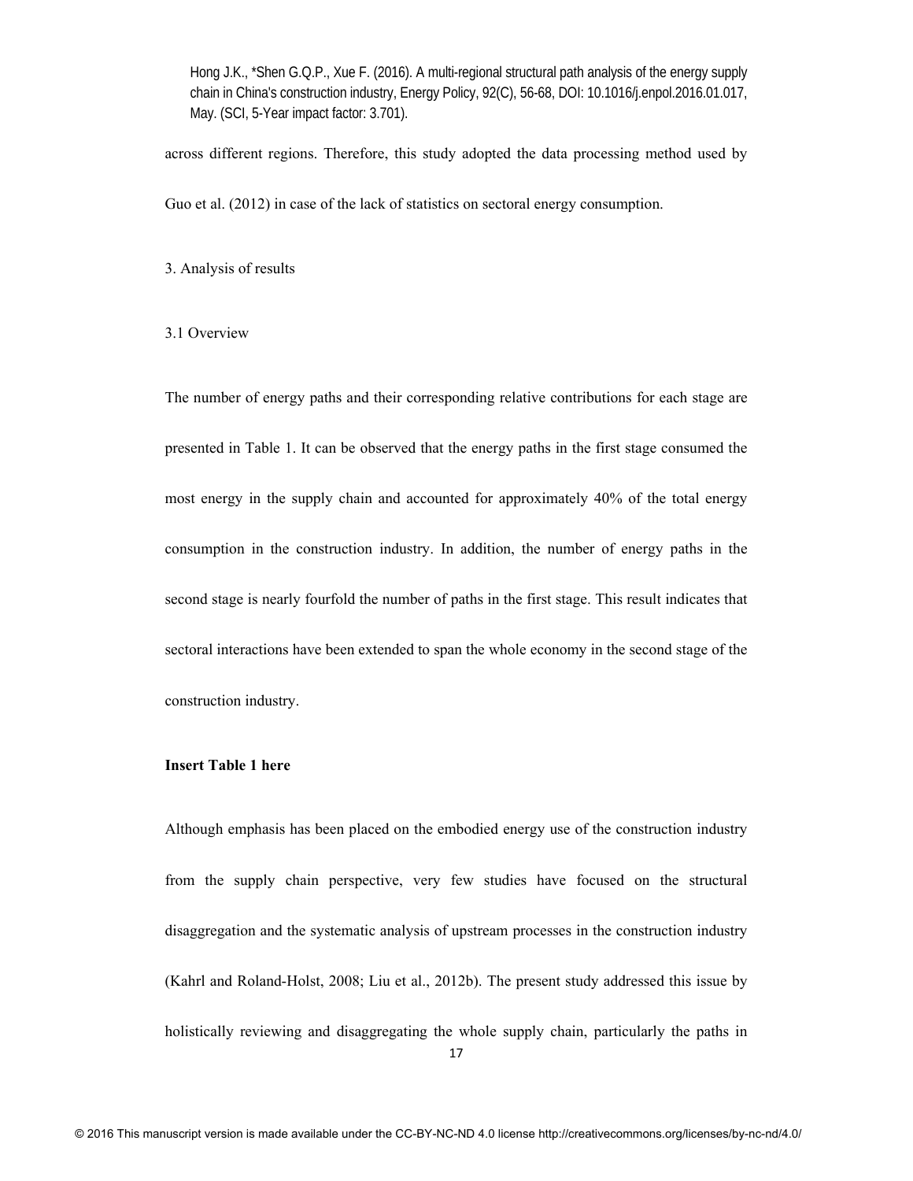across different regions. Therefore, this study adopted the data processing method used by Guo et al. (2012) in case of the lack of statistics on sectoral energy consumption.

## 3. Analysis of results

### 3.1 Overview

The number of energy paths and their corresponding relative contributions for each stage are presented in Table 1. It can be observed that the energy paths in the first stage consumed the most energy in the supply chain and accounted for approximately 40% of the total energy consumption in the construction industry. In addition, the number of energy paths in the second stage is nearly fourfold the number of paths in the first stage. This result indicates that sectoral interactions have been extended to span the whole economy in the second stage of the construction industry.

**Insert Table 1 here**

Although emphasis has been placed on the embodied energy use of the construction industry from the supply chain perspective, very few studies have focused on the structural disaggregation and the systematic analysis of upstream processes in the construction industry (Kahrl and Roland-Holst, 2008; Liu et al., 2012b). The present study addressed this issue by holistically reviewing and disaggregating the whole supply chain, particularly the paths in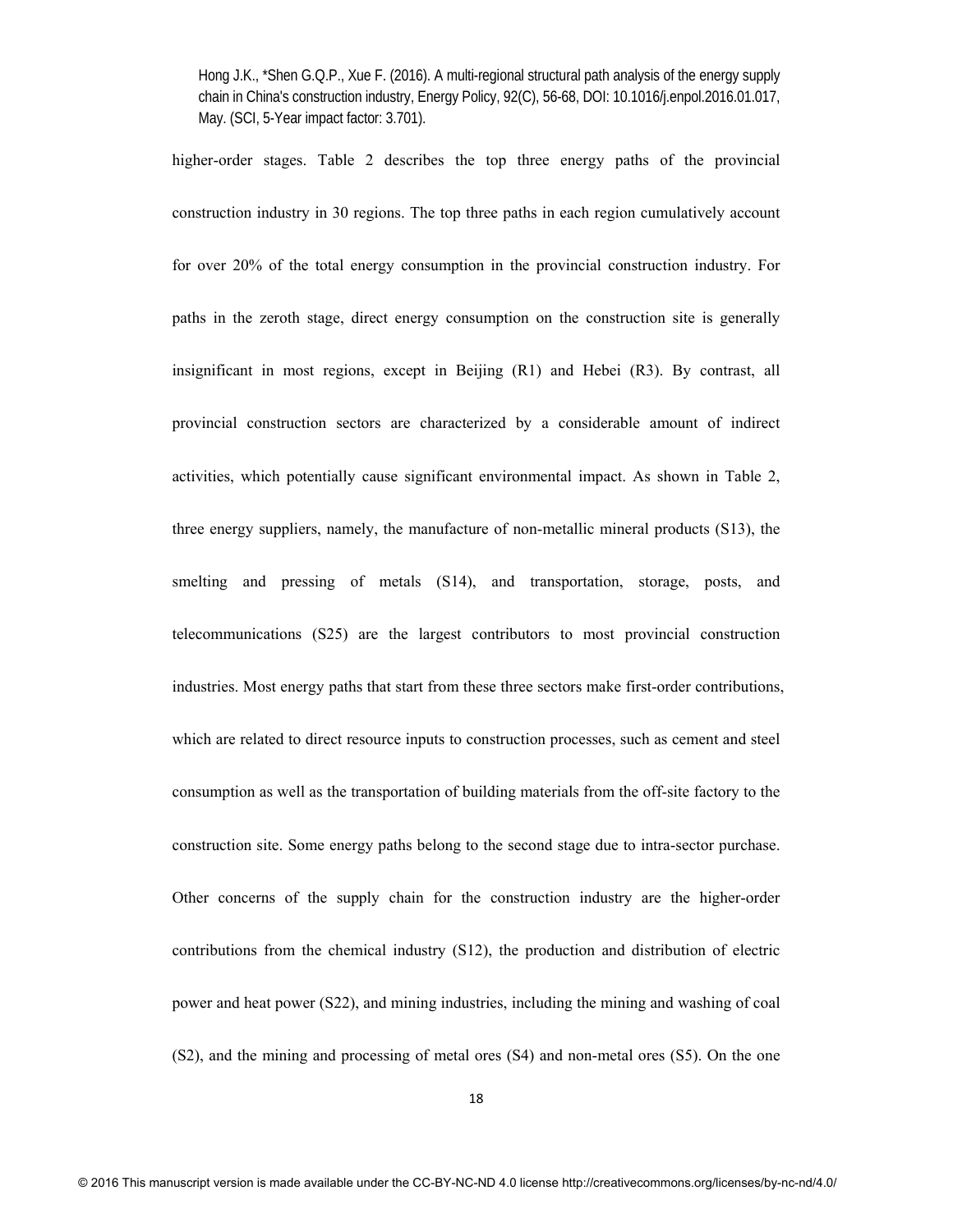higher-order stages. Table 2 describes the top three energy paths of the provincial construction industry in 30 regions. The top three paths in each region cumulatively account for over 20% of the total energy consumption in the provincial construction industry. For paths in the zeroth stage, direct energy consumption on the construction site is generally insignificant in most regions, except in Beijing (R1) and Hebei (R3). By contrast, all provincial construction sectors are characterized by a considerable amount of indirect activities, which potentially cause significant environmental impact. As shown in Table 2, three energy suppliers, namely, the manufacture of non-metallic mineral products (S13), the smelting and pressing of metals (S14), and transportation, storage, posts, and telecommunications (S25) are the largest contributors to most provincial construction industries. Most energy paths that start from these three sectors make first-order contributions, which are related to direct resource inputs to construction processes, such as cement and steel consumption as well as the transportation of building materials from the off-site factory to the construction site. Some energy paths belong to the second stage due to intra-sector purchase. Other concerns of the supply chain for the construction industry are the higher-order contributions from the chemical industry (S12), the production and distribution of electric power and heat power (S22), and mining industries, including the mining and washing of coal (S2), and the mining and processing of metal ores (S4) and non-metal ores (S5). On the one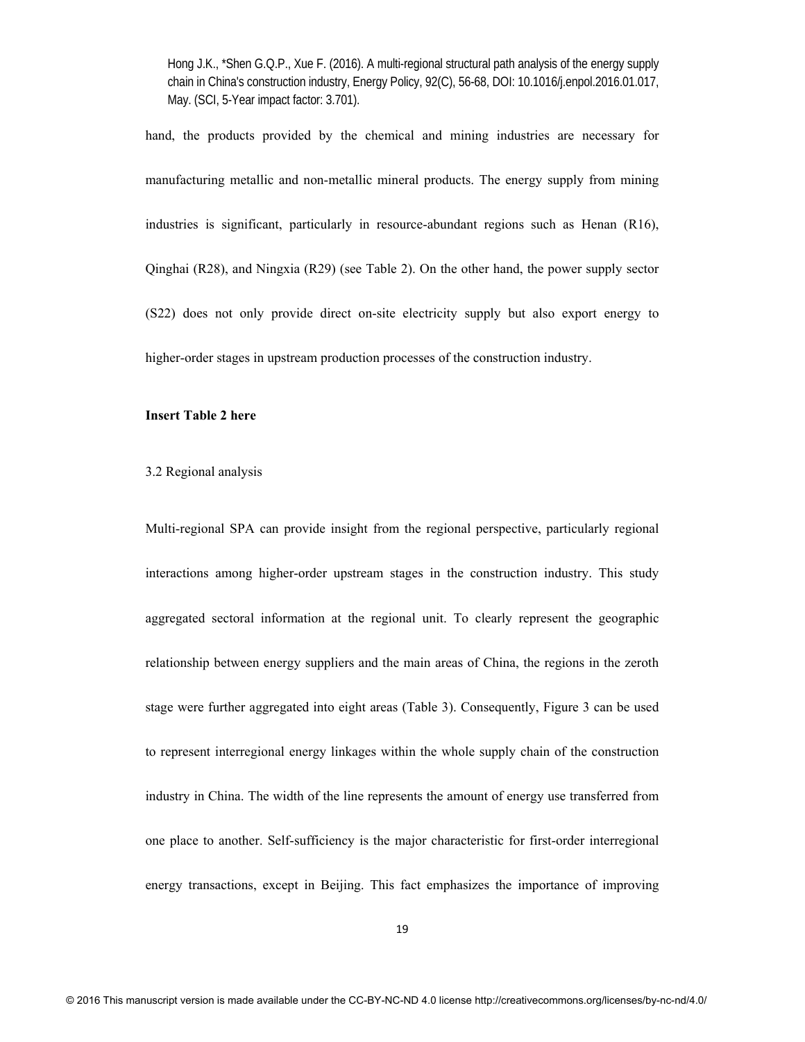hand, the products provided by the chemical and mining industries are necessary for manufacturing metallic and non-metallic mineral products. The energy supply from mining industries is significant, particularly in resource-abundant regions such as Henan (R16), Qinghai (R28), and Ningxia (R29) (see Table 2). On the other hand, the power supply sector (S22) does not only provide direct on-site electricity supply but also export energy to higher-order stages in upstream production processes of the construction industry.

**Insert Table 2 here**

### 3.2 Regional analysis

Multi-regional SPA can provide insight from the regional perspective, particularly regional interactions among higher-order upstream stages in the construction industry. This study aggregated sectoral information at the regional unit. To clearly represent the geographic relationship between energy suppliers and the main areas of China, the regions in the zeroth stage were further aggregated into eight areas (Table 3). Consequently, Figure 3 can be used to represent interregional energy linkages within the whole supply chain of the construction industry in China. The width of the line represents the amount of energy use transferred from one place to another. Self-sufficiency is the major characteristic for first-order interregional energy transactions, except in Beijing. This fact emphasizes the importance of improving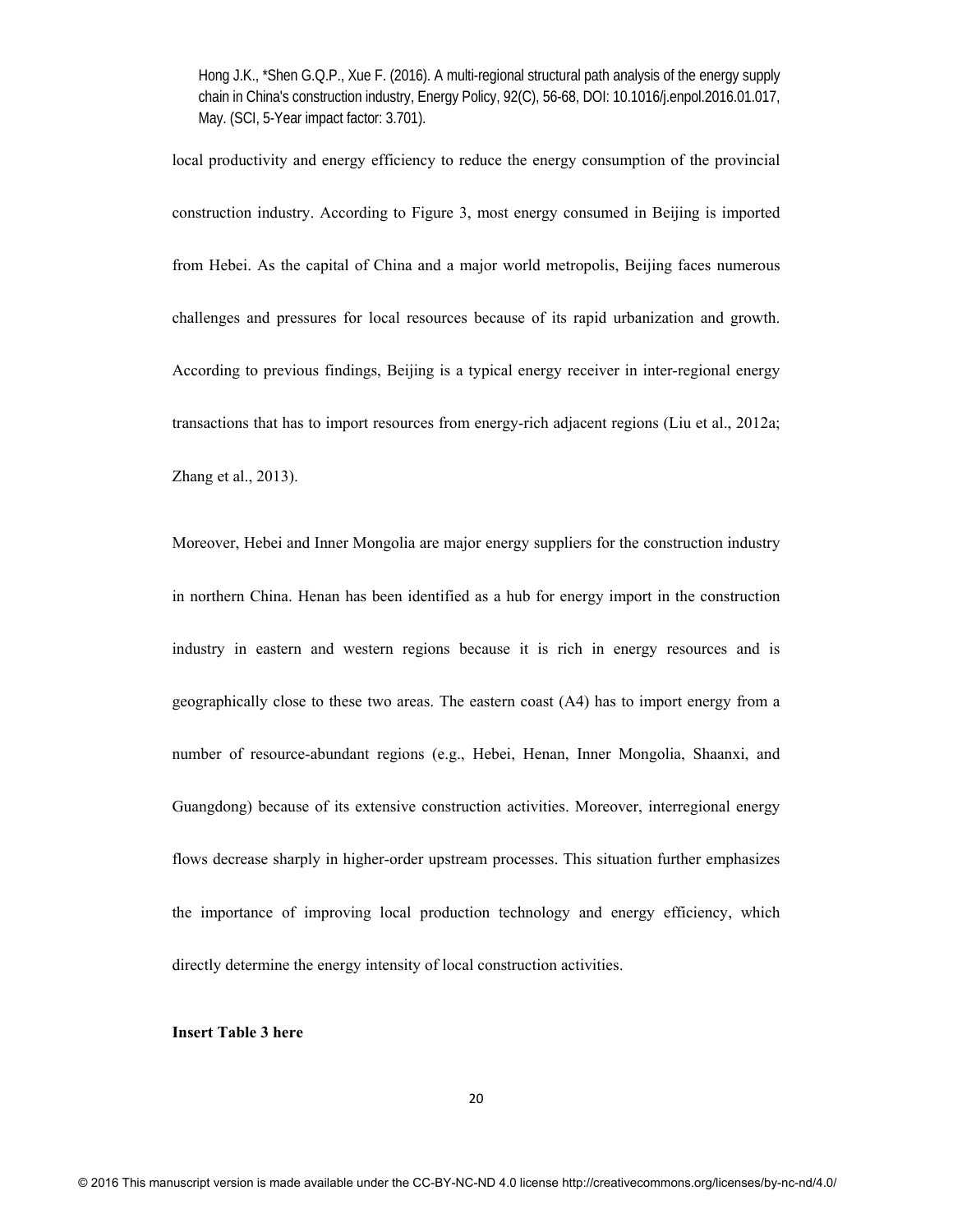local productivity and energy efficiency to reduce the energy consumption of the provincial construction industry. According to Figure 3, most energy consumed in Beijing is imported from Hebei. As the capital of China and a major world metropolis, Beijing faces numerous challenges and pressures for local resources because of its rapid urbanization and growth. According to previous findings, Beijing is a typical energy receiver in inter-regional energy transactions that has to import resources from energy-rich adjacent regions (Liu et al., 2012a; Zhang et al., 2013).

Moreover, Hebei and Inner Mongolia are major energy suppliers for the construction industry in northern China. Henan has been identified as a hub for energy import in the construction industry in eastern and western regions because it is rich in energy resources and is geographically close to these two areas. The eastern coast (A4) has to import energy from a number of resource-abundant regions (e.g., Hebei, Henan, Inner Mongolia, Shaanxi, and Guangdong) because of its extensive construction activities. Moreover, interregional energy flows decrease sharply in higher-order upstream processes. This situation further emphasizes the importance of improving local production technology and energy efficiency, which directly determine the energy intensity of local construction activities.

**Insert Table 3 here**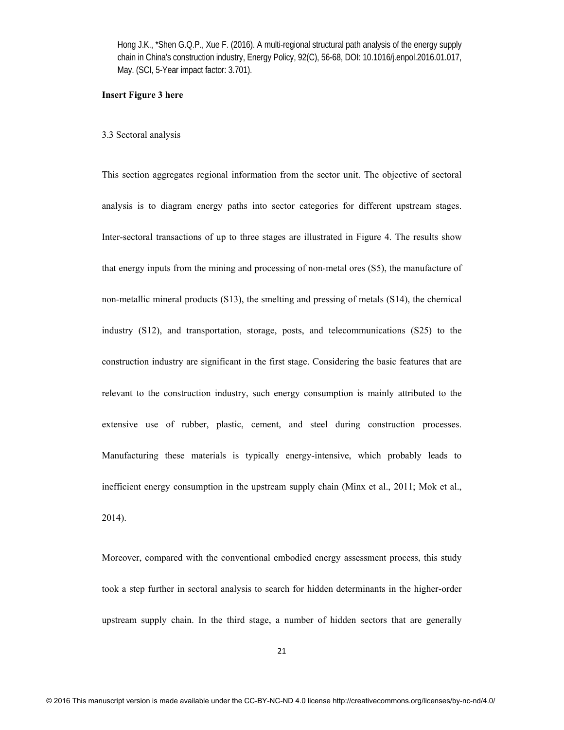**Insert Figure 3 here**

3.3 Sectoral analysis

This section aggregates regional information from the sector unit. The objective of sectoral analysis is to diagram energy paths into sector categories for different upstream stages. Inter-sectoral transactions of up to three stages are illustrated in Figure 4. The results show that energy inputs from the mining and processing of non-metal ores (S5), the manufacture of non-metallic mineral products (S13), the smelting and pressing of metals (S14), the chemical industry (S12), and transportation, storage, posts, and telecommunications (S25) to the construction industry are significant in the first stage. Considering the basic features that are relevant to the construction industry, such energy consumption is mainly attributed to the extensive use of rubber, plastic, cement, and steel during construction processes. Manufacturing these materials is typically energy-intensive, which probably leads to inefficient energy consumption in the upstream supply chain (Minx et al., 2011; Mok et al., 2014).

Moreover, compared with the conventional embodied energy assessment process, this study took a step further in sectoral analysis to search for hidden determinants in the higher-order upstream supply chain. In the third stage, a number of hidden sectors that are generally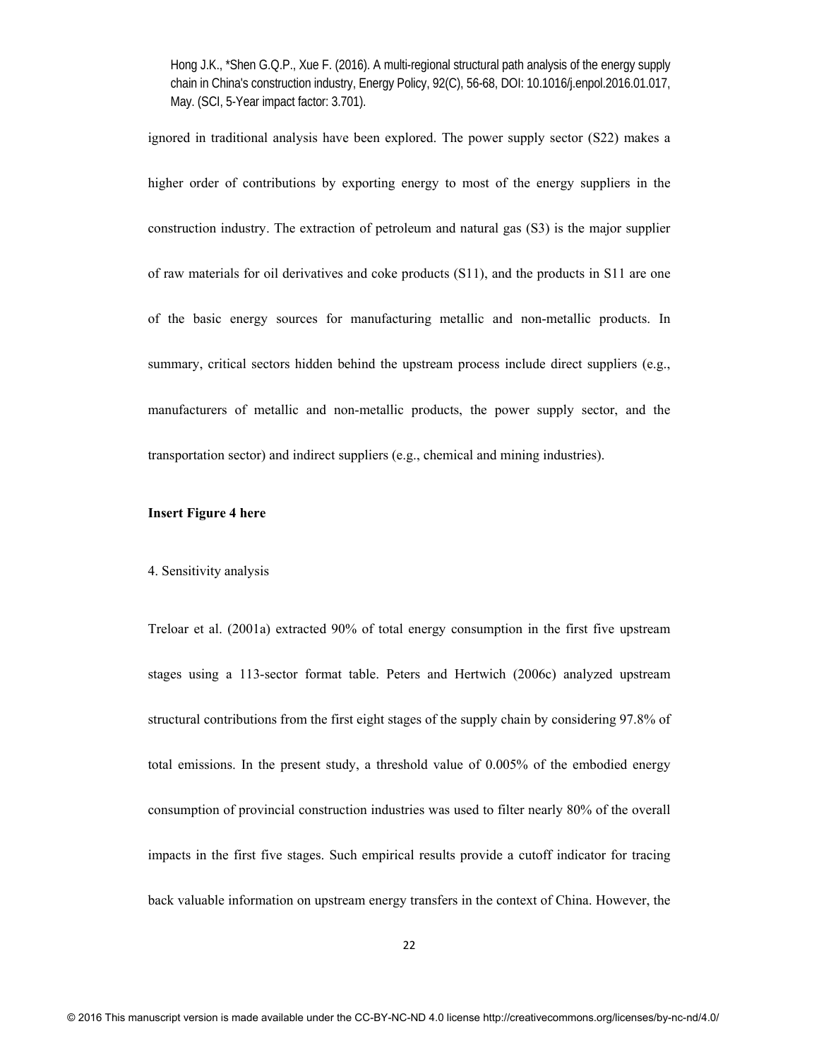ignored in traditional analysis have been explored. The power supply sector (S22) makes a higher order of contributions by exporting energy to most of the energy suppliers in the construction industry. The extraction of petroleum and natural gas (S3) is the major supplier of raw materials for oil derivatives and coke products (S11), and the products in S11 are one of the basic energy sources for manufacturing metallic and non-metallic products. In summary, critical sectors hidden behind the upstream process include direct suppliers (e.g., manufacturers of metallic and non-metallic products, the power supply sector, and the transportation sector) and indirect suppliers (e.g., chemical and mining industries).

**Insert Figure 4 here**

## 4. Sensitivity analysis

Treloar et al. (2001a) extracted 90% of total energy consumption in the first five upstream stages using a 113-sector format table. Peters and Hertwich (2006c) analyzed upstream structural contributions from the first eight stages of the supply chain by considering 97.8% of total emissions. In the present study, a threshold value of 0.005% of the embodied energy consumption of provincial construction industries was used to filter nearly 80% of the overall impacts in the first five stages. Such empirical results provide a cutoff indicator for tracing back valuable information on upstream energy transfers in the context of China. However, the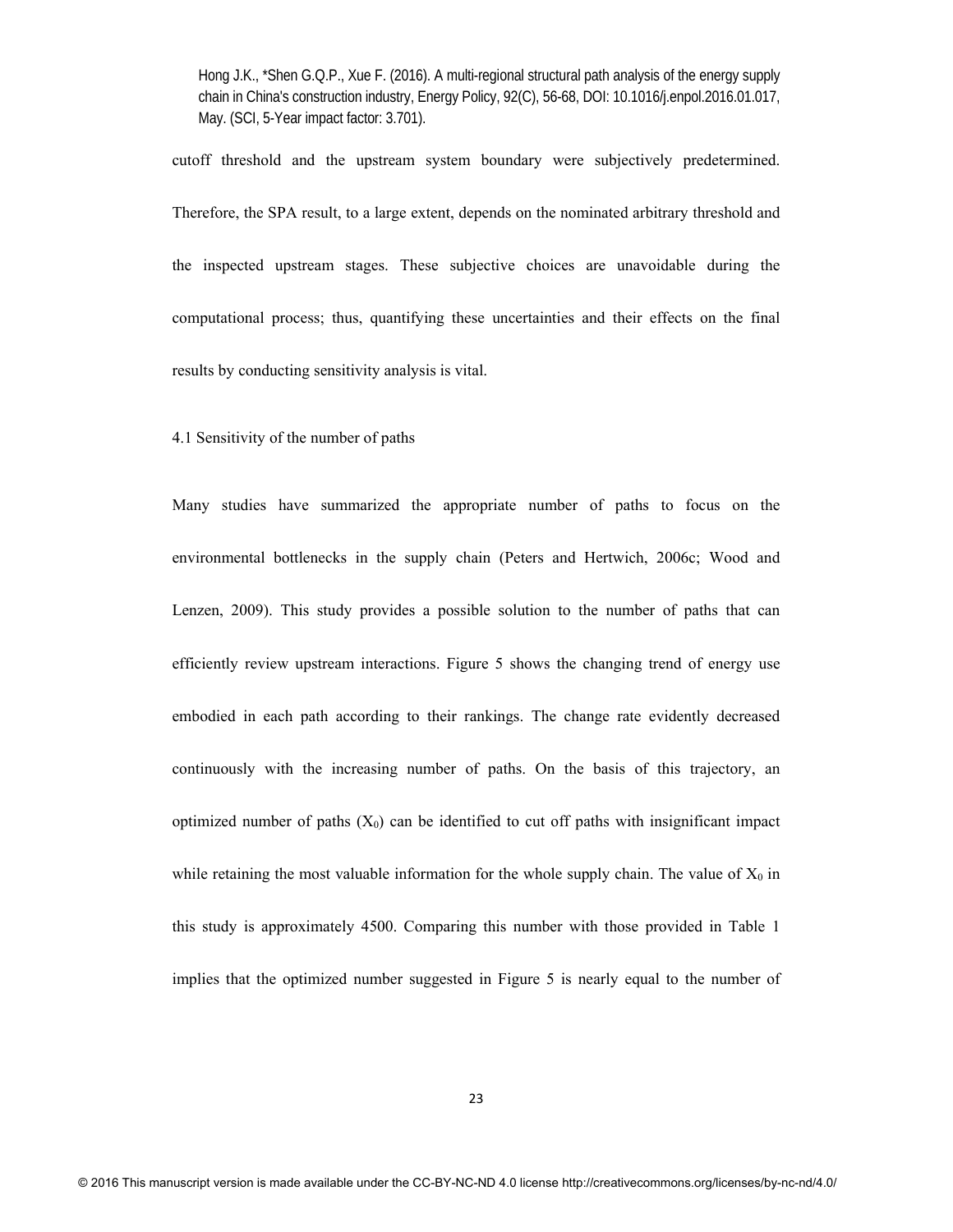cutoff threshold and the upstream system boundary were subjectively predetermined. Therefore, the SPA result, to a large extent, depends on the nominated arbitrary threshold and the inspected upstream stages. These subjective choices are unavoidable during the computational process; thus, quantifying these uncertainties and their effects on the final results by conducting sensitivity analysis is vital.

### 4.1 Sensitivity of the number of paths

Many studies have summarized the appropriate number of paths to focus on the environmental bottlenecks in the supply chain (Peters and Hertwich, 2006c; Wood and Lenzen, 2009). This study provides a possible solution to the number of paths that can efficiently review upstream interactions. Figure 5 shows the changing trend of energy use embodied in each path according to their rankings. The change rate evidently decreased continuously with the increasing number of paths. On the basis of this trajectory, an optimized number of paths ($X_0$) can be identified to cut off paths with insignificant impact while retaining the most valuable information for the whole supply chain. The value of $X_0$ in this study is approximately 4500. Comparing this number with those provided in Table 1 implies that the optimized number suggested in Figure 5 is nearly equal to the number of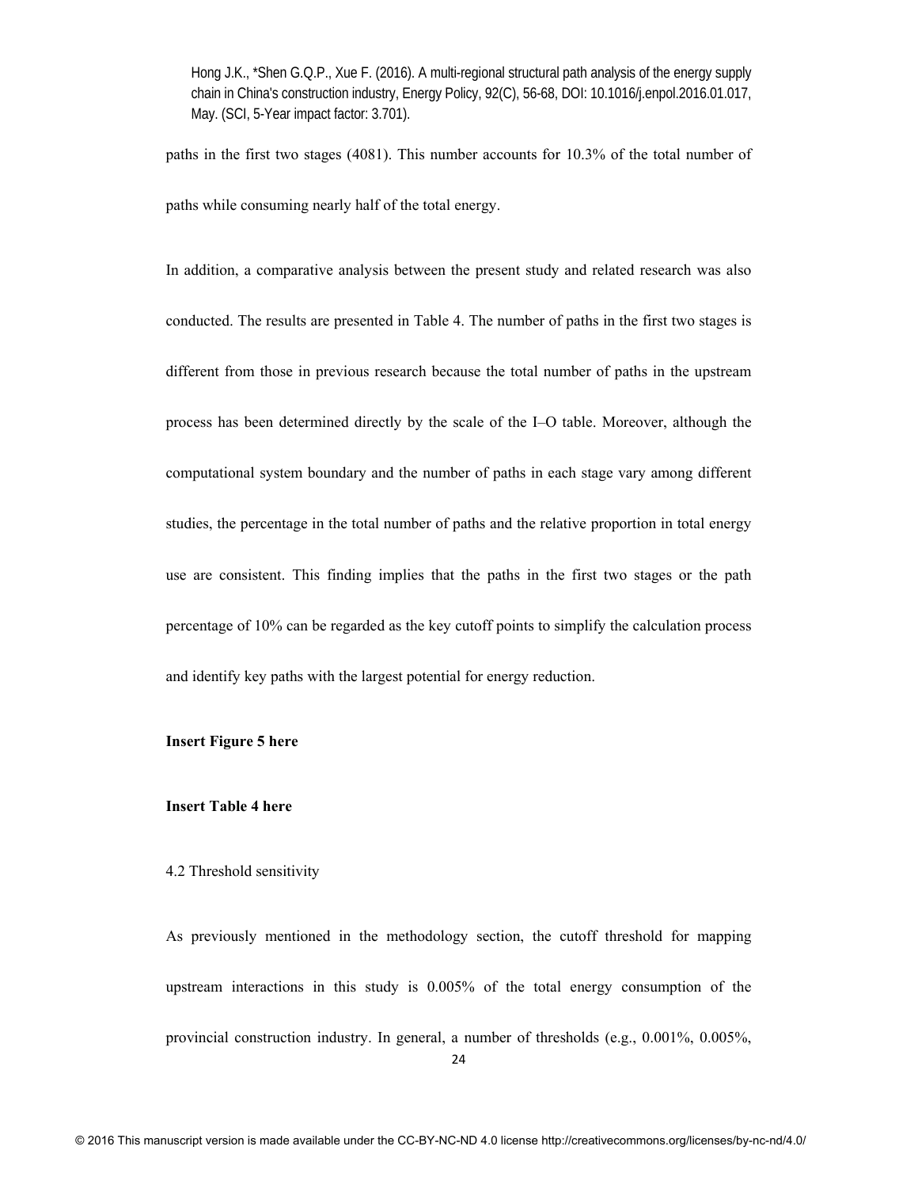paths in the first two stages (4081). This number accounts for 10.3% of the total number of paths while consuming nearly half of the total energy.

In addition, a comparative analysis between the present study and related research was also conducted. The results are presented in Table 4. The number of paths in the first two stages is different from those in previous research because the total number of paths in the upstream process has been determined directly by the scale of the I–O table. Moreover, although the computational system boundary and the number of paths in each stage vary among different studies, the percentage in the total number of paths and the relative proportion in total energy use are consistent. This finding implies that the paths in the first two stages or the path percentage of 10% can be regarded as the key cutoff points to simplify the calculation process and identify key paths with the largest potential for energy reduction.

**Insert Figure 5 here**

**Insert Table 4 here**

### 4.2 Threshold sensitivity

As previously mentioned in the methodology section, the cutoff threshold for mapping upstream interactions in this study is 0.005% of the total energy consumption of the provincial construction industry. In general, a number of thresholds (e.g., 0.001%, 0.005%,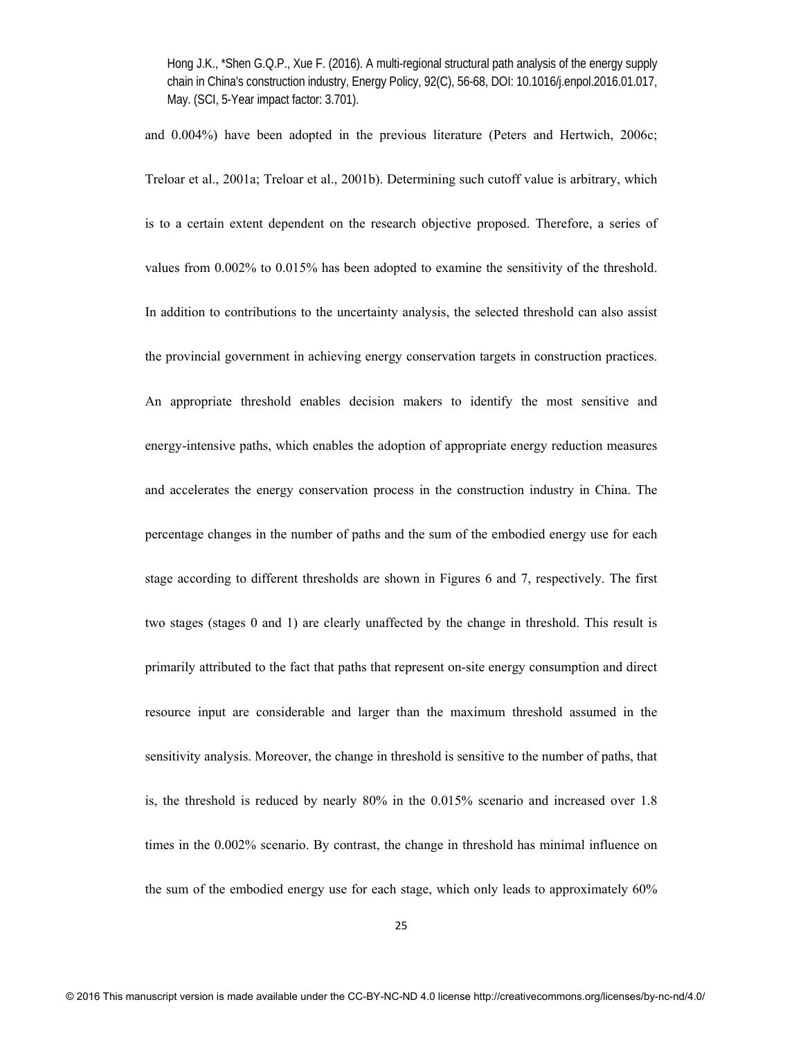and 0.004%) have been adopted in the previous literature (Peters and Hertwich, 2006c; Treloar et al., 2001a; Treloar et al., 2001b). Determining such cutoff value is arbitrary, which is to a certain extent dependent on the research objective proposed. Therefore, a series of values from 0.002% to 0.015% has been adopted to examine the sensitivity of the threshold. In addition to contributions to the uncertainty analysis, the selected threshold can also assist the provincial government in achieving energy conservation targets in construction practices. An appropriate threshold enables decision makers to identify the most sensitive and energy-intensive paths, which enables the adoption of appropriate energy reduction measures and accelerates the energy conservation process in the construction industry in China. The percentage changes in the number of paths and the sum of the embodied energy use for each stage according to different thresholds are shown in Figures 6 and 7, respectively. The first two stages (stages 0 and 1) are clearly unaffected by the change in threshold. This result is primarily attributed to the fact that paths that represent on-site energy consumption and direct resource input are considerable and larger than the maximum threshold assumed in the sensitivity analysis. Moreover, the change in threshold is sensitive to the number of paths, that is, the threshold is reduced by nearly 80% in the 0.015% scenario and increased over 1.8 times in the 0.002% scenario. By contrast, the change in threshold has minimal influence on the sum of the embodied energy use for each stage, which only leads to approximately 60%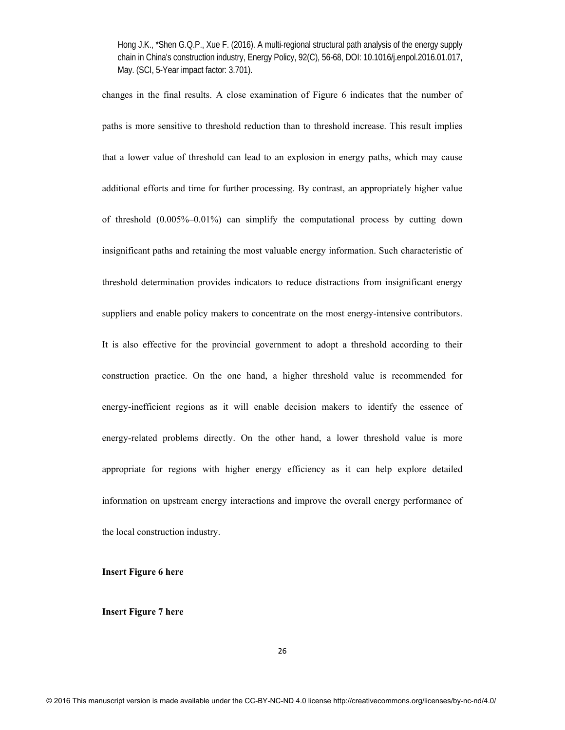changes in the final results. A close examination of Figure 6 indicates that the number of paths is more sensitive to threshold reduction than to threshold increase. This result implies that a lower value of threshold can lead to an explosion in energy paths, which may cause additional efforts and time for further processing. By contrast, an appropriately higher value of threshold (0.005%–0.01%) can simplify the computational process by cutting down insignificant paths and retaining the most valuable energy information. Such characteristic of threshold determination provides indicators to reduce distractions from insignificant energy suppliers and enable policy makers to concentrate on the most energy-intensive contributors. It is also effective for the provincial government to adopt a threshold according to their construction practice. On the one hand, a higher threshold value is recommended for energy-inefficient regions as it will enable decision makers to identify the essence of energy-related problems directly. On the other hand, a lower threshold value is more appropriate for regions with higher energy efficiency as it can help explore detailed information on upstream energy interactions and improve the overall energy performance of the local construction industry.

**Insert Figure 6 here**

**Insert Figure 7 here**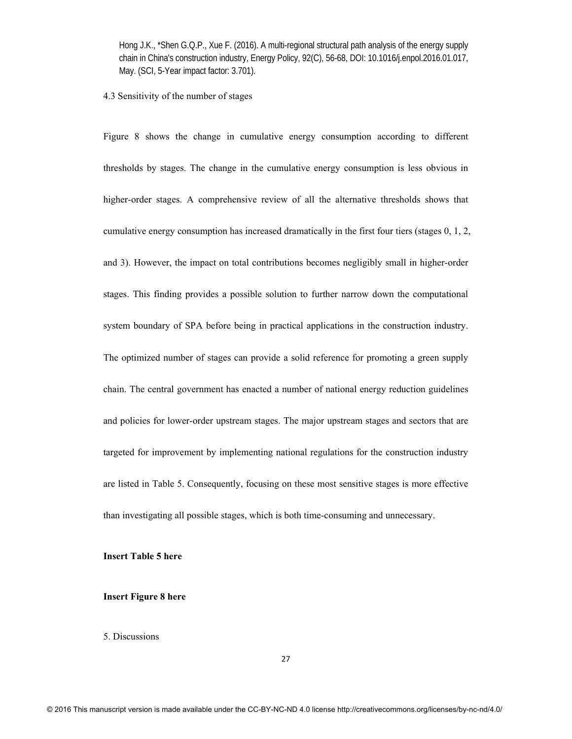### 4.3 Sensitivity of the number of stages

Figure 8 shows the change in cumulative energy consumption according to different thresholds by stages. The change in the cumulative energy consumption is less obvious in higher-order stages. A comprehensive review of all the alternative thresholds shows that cumulative energy consumption has increased dramatically in the first four tiers (stages 0, 1, 2, and 3). However, the impact on total contributions becomes negligibly small in higher-order stages. This finding provides a possible solution to further narrow down the computational system boundary of SPA before being in practical applications in the construction industry. The optimized number of stages can provide a solid reference for promoting a green supply chain. The central government has enacted a number of national energy reduction guidelines and policies for lower-order upstream stages. The major upstream stages and sectors that are targeted for improvement by implementing national regulations for the construction industry are listed in Table 5. Consequently, focusing on these most sensitive stages is more effective than investigating all possible stages, which is both time-consuming and unnecessary.

**Insert Table 5 here**

**Insert Figure 8 here**

## 5. Discussions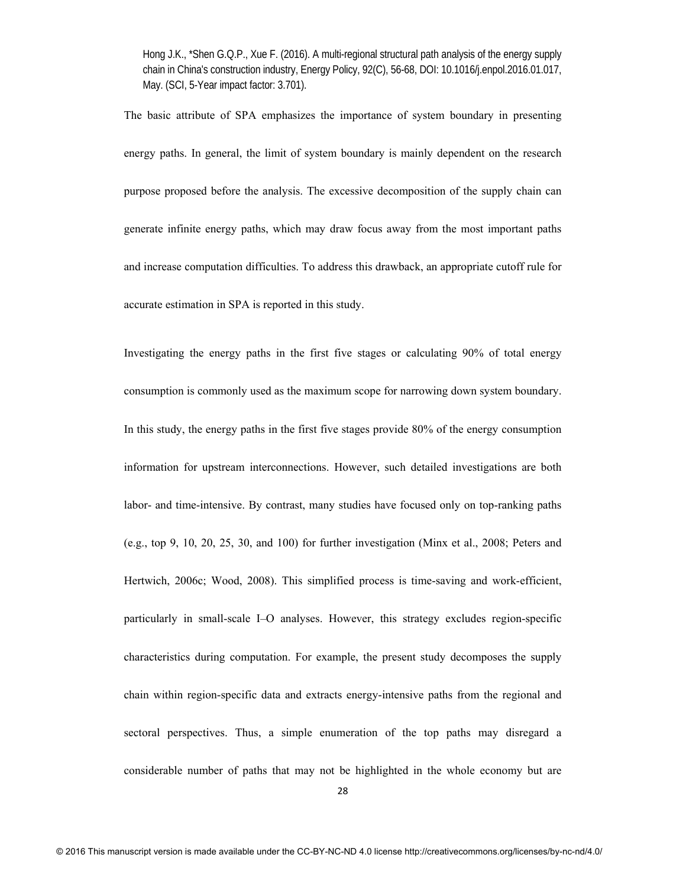The basic attribute of SPA emphasizes the importance of system boundary in presenting energy paths. In general, the limit of system boundary is mainly dependent on the research purpose proposed before the analysis. The excessive decomposition of the supply chain can generate infinite energy paths, which may draw focus away from the most important paths and increase computation difficulties. To address this drawback, an appropriate cutoff rule for accurate estimation in SPA is reported in this study.

Investigating the energy paths in the first five stages or calculating 90% of total energy consumption is commonly used as the maximum scope for narrowing down system boundary. In this study, the energy paths in the first five stages provide 80% of the energy consumption information for upstream interconnections. However, such detailed investigations are both labor- and time-intensive. By contrast, many studies have focused only on top-ranking paths (e.g., top 9, 10, 20, 25, 30, and 100) for further investigation (Minx et al., 2008; Peters and Hertwich, 2006c; Wood, 2008). This simplified process is time-saving and work-efficient, particularly in small-scale I–O analyses. However, this strategy excludes region-specific characteristics during computation. For example, the present study decomposes the supply chain within region-specific data and extracts energy-intensive paths from the regional and sectoral perspectives. Thus, a simple enumeration of the top paths may disregard a considerable number of paths that may not be highlighted in the whole economy but are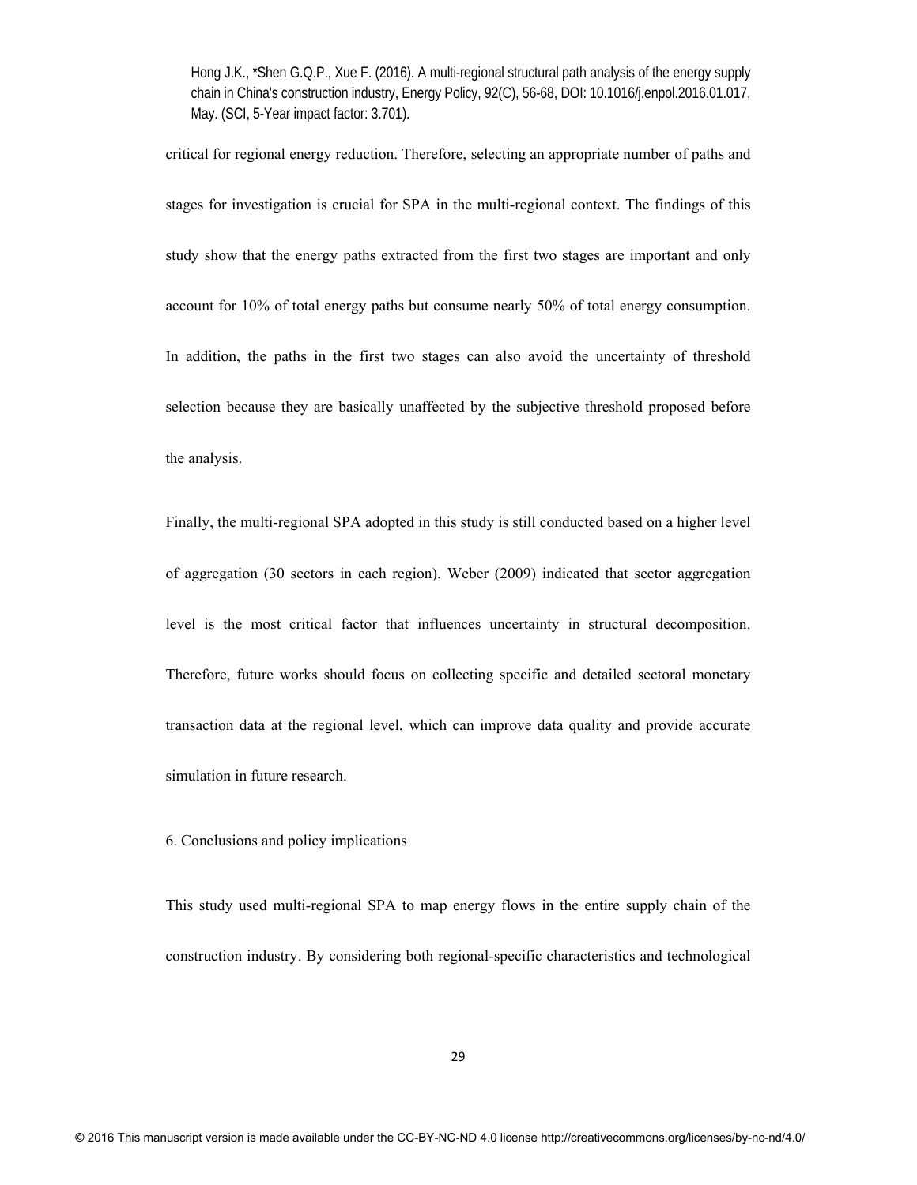critical for regional energy reduction. Therefore, selecting an appropriate number of paths and stages for investigation is crucial for SPA in the multi-regional context. The findings of this study show that the energy paths extracted from the first two stages are important and only account for 10% of total energy paths but consume nearly 50% of total energy consumption. In addition, the paths in the first two stages can also avoid the uncertainty of threshold selection because they are basically unaffected by the subjective threshold proposed before the analysis.

Finally, the multi-regional SPA adopted in this study is still conducted based on a higher level of aggregation (30 sectors in each region). Weber (2009) indicated that sector aggregation level is the most critical factor that influences uncertainty in structural decomposition. Therefore, future works should focus on collecting specific and detailed sectoral monetary transaction data at the regional level, which can improve data quality and provide accurate simulation in future research.

## 6. Conclusions and policy implications

This study used multi-regional SPA to map energy flows in the entire supply chain of the construction industry. By considering both regional-specific characteristics and technological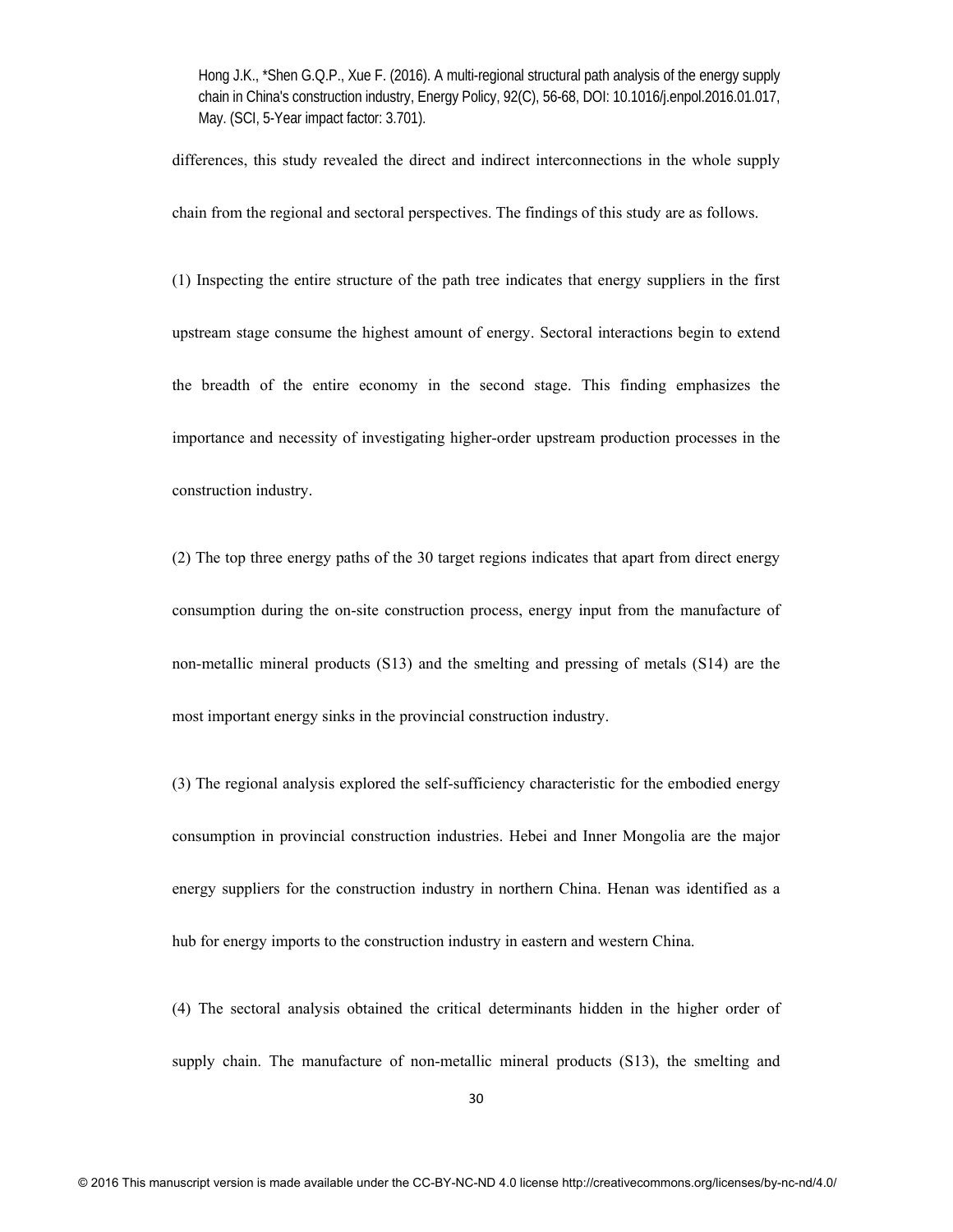differences, this study revealed the direct and indirect interconnections in the whole supply chain from the regional and sectoral perspectives. The findings of this study are as follows.

(1) Inspecting the entire structure of the path tree indicates that energy suppliers in the first upstream stage consume the highest amount of energy. Sectoral interactions begin to extend the breadth of the entire economy in the second stage. This finding emphasizes the importance and necessity of investigating higher-order upstream production processes in the construction industry.

(2) The top three energy paths of the 30 target regions indicates that apart from direct energy consumption during the on-site construction process, energy input from the manufacture of non-metallic mineral products (S13) and the smelting and pressing of metals (S14) are the most important energy sinks in the provincial construction industry.

(3) The regional analysis explored the self-sufficiency characteristic for the embodied energy consumption in provincial construction industries. Hebei and Inner Mongolia are the major energy suppliers for the construction industry in northern China. Henan was identified as a hub for energy imports to the construction industry in eastern and western China.

(4) The sectoral analysis obtained the critical determinants hidden in the higher order of supply chain. The manufacture of non-metallic mineral products (S13), the smelting and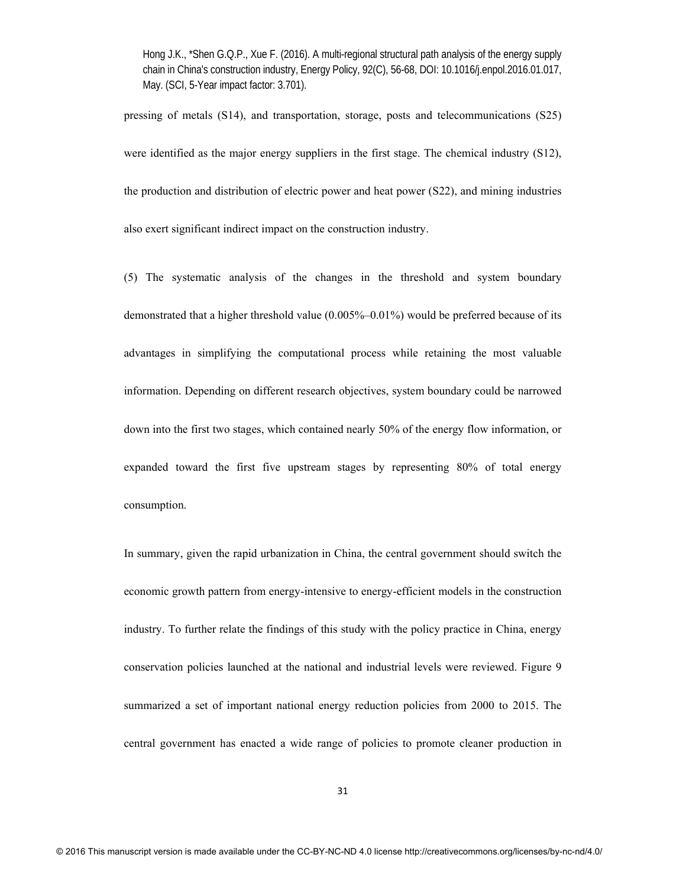pressing of metals (S14), and transportation, storage, posts and telecommunications (S25) were identified as the major energy suppliers in the first stage. The chemical industry (S12), the production and distribution of electric power and heat power (S22), and mining industries also exert significant indirect impact on the construction industry.

(5) The systematic analysis of the changes in the threshold and system boundary demonstrated that a higher threshold value (0.005%–0.01%) would be preferred because of its advantages in simplifying the computational process while retaining the most valuable information. Depending on different research objectives, system boundary could be narrowed down into the first two stages, which contained nearly 50% of the energy flow information, or expanded toward the first five upstream stages by representing 80% of total energy consumption.

In summary, given the rapid urbanization in China, the central government should switch the economic growth pattern from energy-intensive to energy-efficient models in the construction industry. To further relate the findings of this study with the policy practice in China, energy conservation policies launched at the national and industrial levels were reviewed. Figure 9 summarized a set of important national energy reduction policies from 2000 to 2015. The central government has enacted a wide range of policies to promote cleaner production in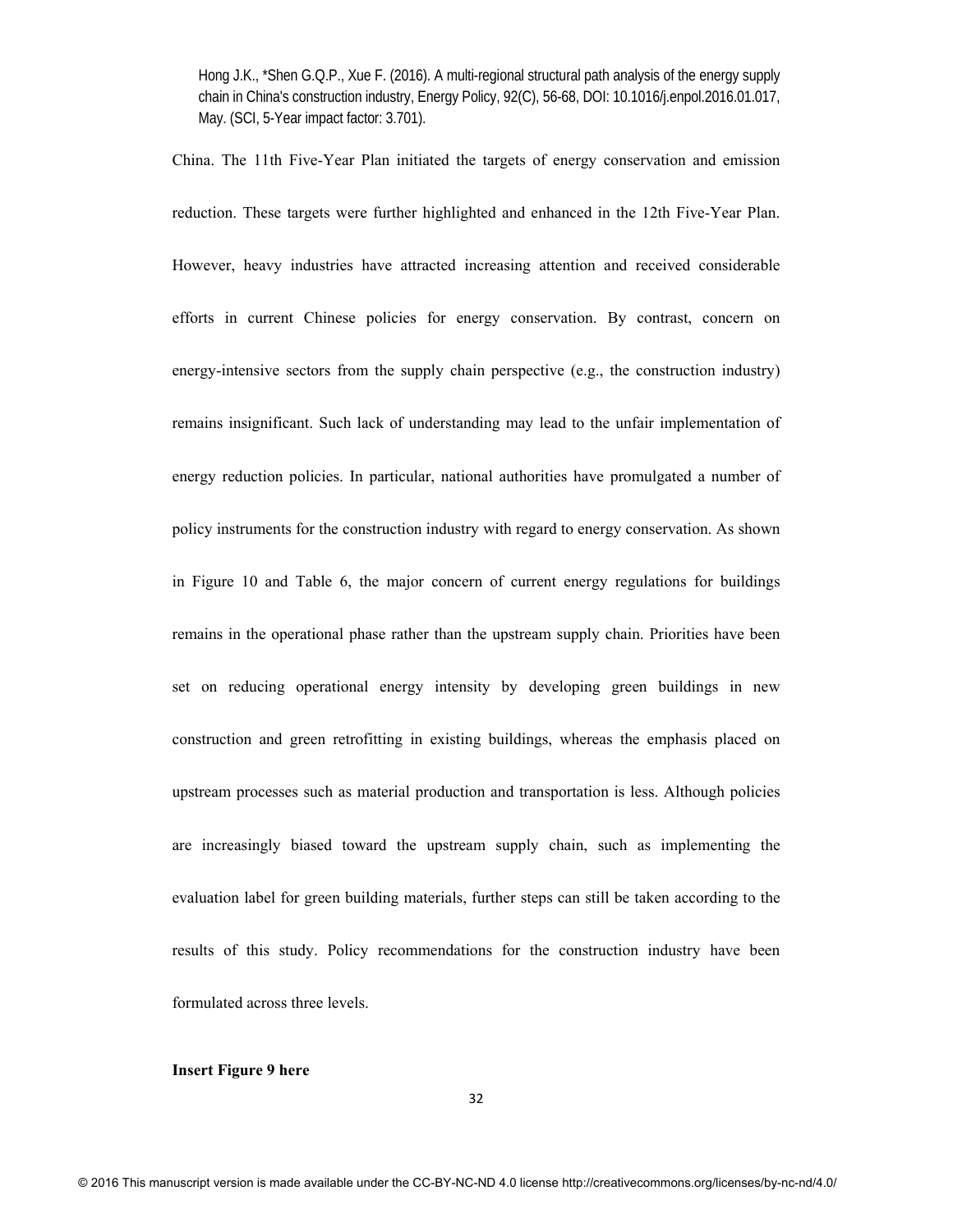China. The 11th Five-Year Plan initiated the targets of energy conservation and emission reduction. These targets were further highlighted and enhanced in the 12th Five-Year Plan. However, heavy industries have attracted increasing attention and received considerable efforts in current Chinese policies for energy conservation. By contrast, concern on energy-intensive sectors from the supply chain perspective (e.g., the construction industry) remains insignificant. Such lack of understanding may lead to the unfair implementation of energy reduction policies. In particular, national authorities have promulgated a number of policy instruments for the construction industry with regard to energy conservation. As shown in Figure 10 and Table 6, the major concern of current energy regulations for buildings remains in the operational phase rather than the upstream supply chain. Priorities have been set on reducing operational energy intensity by developing green buildings in new construction and green retrofitting in existing buildings, whereas the emphasis placed on upstream processes such as material production and transportation is less. Although policies are increasingly biased toward the upstream supply chain, such as implementing the evaluation label for green building materials, further steps can still be taken according to the results of this study. Policy recommendations for the construction industry have been formulated across three levels.

**Insert Figure 9 here**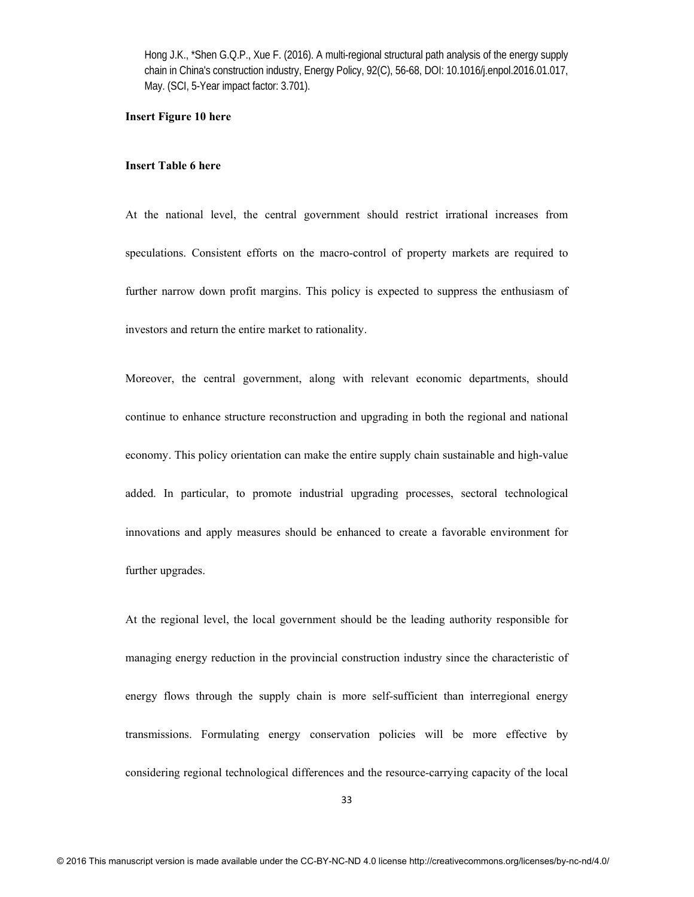**Insert Figure 10 here**

**Insert Table 6 here**

At the national level, the central government should restrict irrational increases from speculations. Consistent efforts on the macro-control of property markets are required to further narrow down profit margins. This policy is expected to suppress the enthusiasm of investors and return the entire market to rationality.

Moreover, the central government, along with relevant economic departments, should continue to enhance structure reconstruction and upgrading in both the regional and national economy. This policy orientation can make the entire supply chain sustainable and high-value added. In particular, to promote industrial upgrading processes, sectoral technological innovations and apply measures should be enhanced to create a favorable environment for further upgrades.

At the regional level, the local government should be the leading authority responsible for managing energy reduction in the provincial construction industry since the characteristic of energy flows through the supply chain is more self-sufficient than interregional energy transmissions. Formulating energy conservation policies will be more effective by considering regional technological differences and the resource-carrying capacity of the local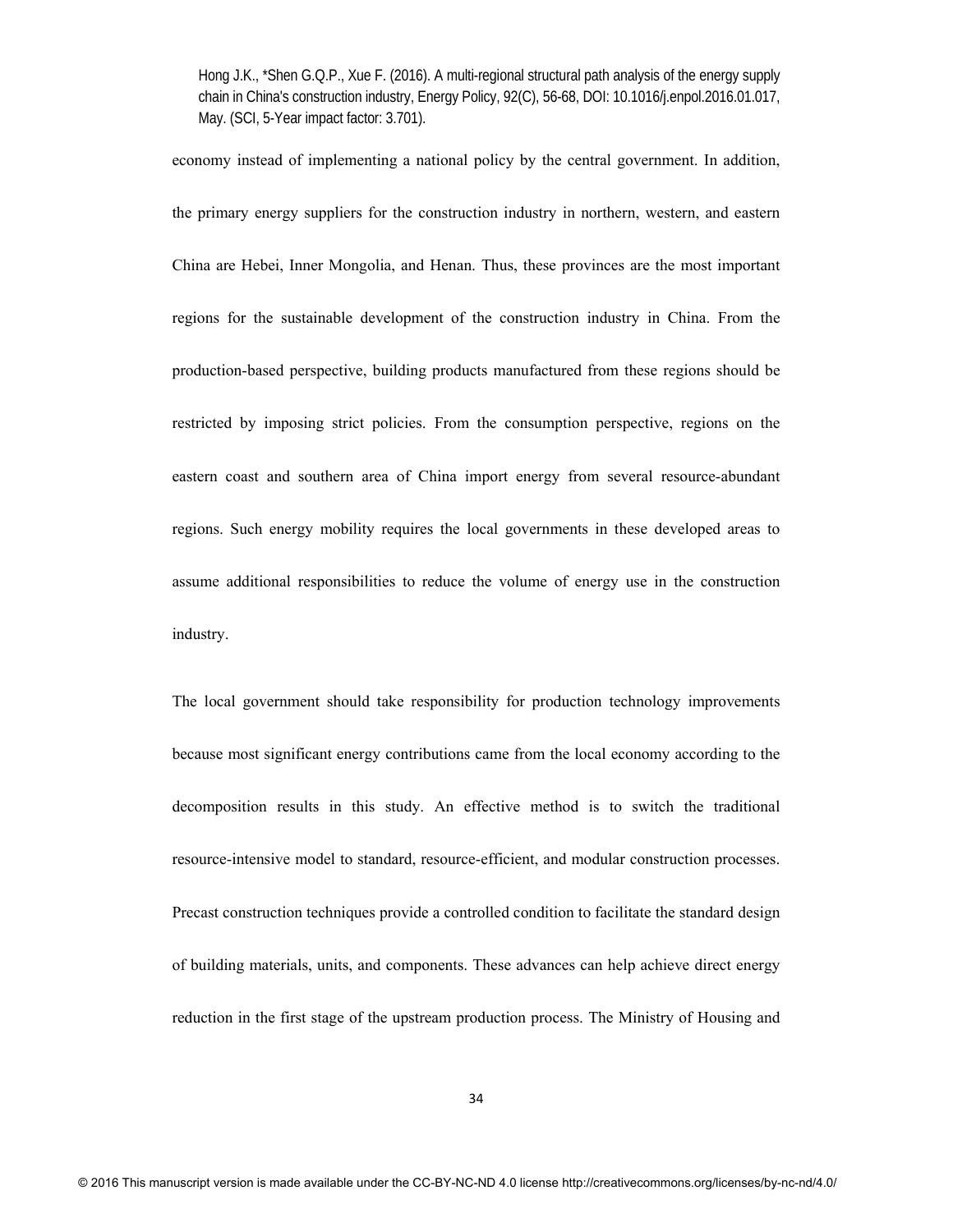economy instead of implementing a national policy by the central government. In addition, the primary energy suppliers for the construction industry in northern, western, and eastern China are Hebei, Inner Mongolia, and Henan. Thus, these provinces are the most important regions for the sustainable development of the construction industry in China. From the production-based perspective, building products manufactured from these regions should be restricted by imposing strict policies. From the consumption perspective, regions on the eastern coast and southern area of China import energy from several resource-abundant regions. Such energy mobility requires the local governments in these developed areas to assume additional responsibilities to reduce the volume of energy use in the construction industry.

The local government should take responsibility for production technology improvements because most significant energy contributions came from the local economy according to the decomposition results in this study. An effective method is to switch the traditional resource-intensive model to standard, resource-efficient, and modular construction processes. Precast construction techniques provide a controlled condition to facilitate the standard design of building materials, units, and components. These advances can help achieve direct energy reduction in the first stage of the upstream production process. The Ministry of Housing and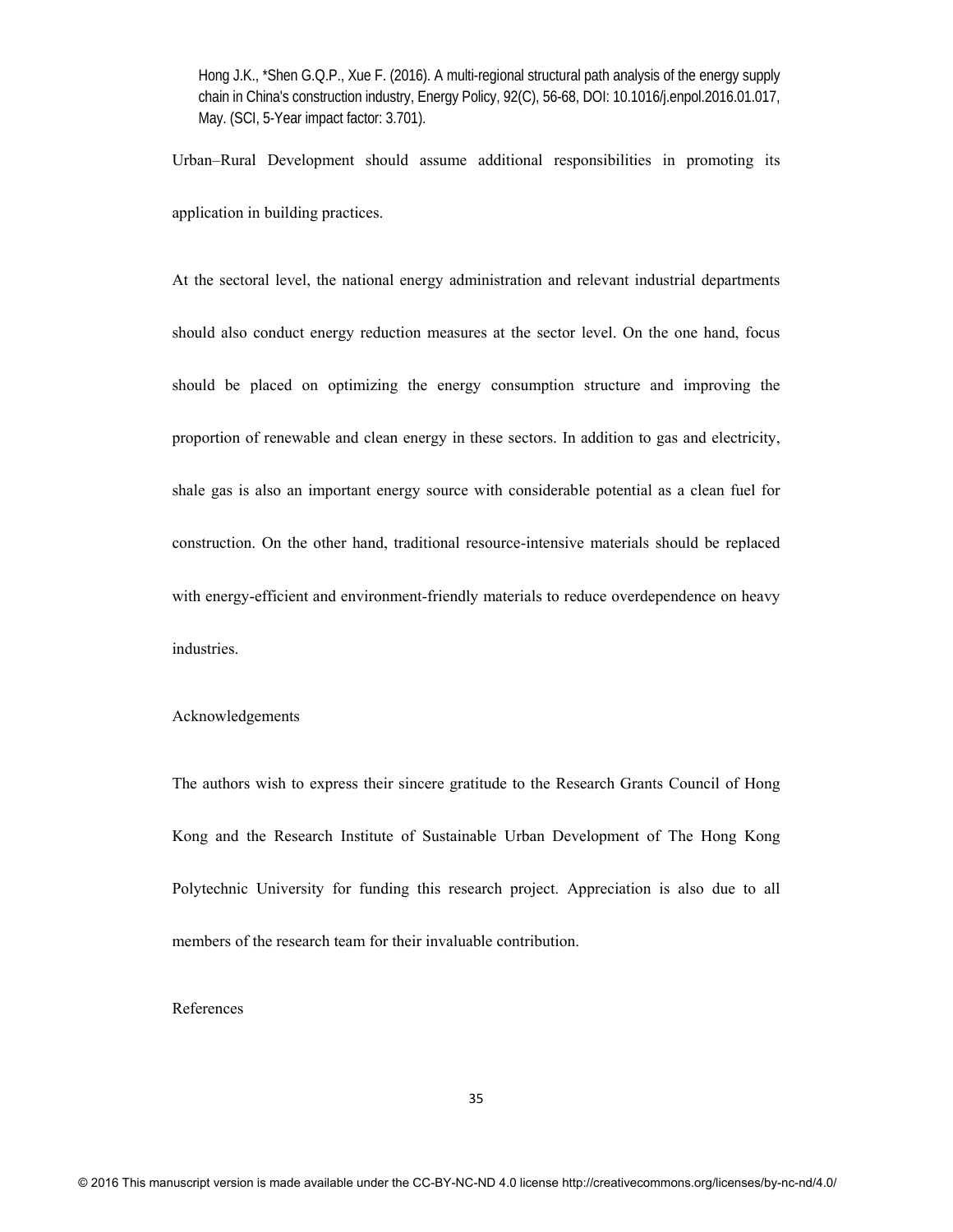Urban–Rural Development should assume additional responsibilities in promoting its application in building practices.

At the sectoral level, the national energy administration and relevant industrial departments should also conduct energy reduction measures at the sector level. On the one hand, focus should be placed on optimizing the energy consumption structure and improving the proportion of renewable and clean energy in these sectors. In addition to gas and electricity, shale gas is also an important energy source with considerable potential as a clean fuel for construction. On the other hand, traditional resource-intensive materials should be replaced with energy-efficient and environment-friendly materials to reduce overdependence on heavy industries.

## Acknowledgements

The authors wish to express their sincere gratitude to the Research Grants Council of Hong Kong and the Research Institute of Sustainable Urban Development of The Hong Kong Polytechnic University for funding this research project. Appreciation is also due to all members of the research team for their invaluable contribution.

## References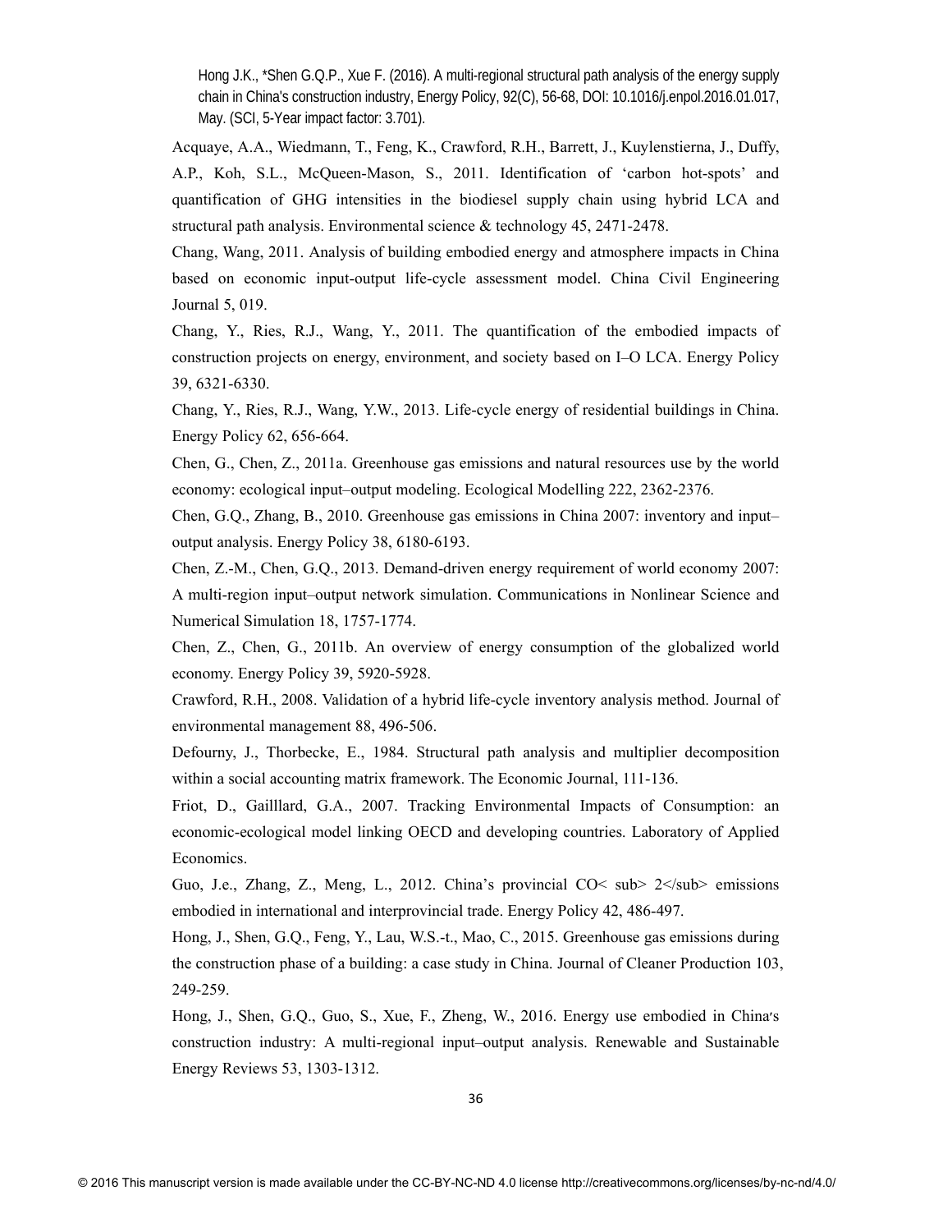Hong J.K., *Shen G.Q.P., Xue F. (2016). A multi-regional structural path analysis of the energy supply chain in China's construction industry, Energy Policy, 92(C), 56-68, DOI: 10.1016/j.enpol.2016.01.017, May. (SCI, 5-Year impact factor: 3.701).

Acquaye, A.A., Wiedmann, T., Feng, K., Crawford, R.H., Barrett, J., Kuylenstierna, J., Duffy, A.P., Koh, S.L., McQueen-Mason, S., 2011. Identification of 'carbon hot-spots' and quantification of GHG intensities in the biodiesel supply chain using hybrid LCA and structural path analysis. Environmental science & technology 45, 2471-2478.

Chang, Wang, 2011. Analysis of building embodied energy and atmosphere impacts in China based on economic input-output life-cycle assessment model. China Civil Engineering Journal 5, 019.

Chang, Y., Ries, R.J., Wang, Y., 2011. The quantification of the embodied impacts of construction projects on energy, environment, and society based on I–O LCA. Energy Policy 39, 6321-6330.

Chang, Y., Ries, R.J., Wang, Y.W., 2013. Life-cycle energy of residential buildings in China. Energy Policy 62, 656-664.

Chen, G., Chen, Z., 2011a. Greenhouse gas emissions and natural resources use by the world economy: ecological input–output modeling. Ecological Modelling 222, 2362-2376.

Chen, G.Q., Zhang, B., 2010. Greenhouse gas emissions in China 2007: inventory and input–output analysis. Energy Policy 38, 6180-6193.

Chen, Z.-M., Chen, G.Q., 2013. Demand-driven energy requirement of world economy 2007: A multi-region input–output network simulation. Communications in Nonlinear Science and Numerical Simulation 18, 1757-1774.

Chen, Z., Chen, G., 2011b. An overview of energy consumption of the globalized world economy. Energy Policy 39, 5920-5928.

Crawford, R.H., 2008. Validation of a hybrid life-cycle inventory analysis method. Journal of environmental management 88, 496-506.

Defourny, J., Thorbecke, E., 1984. Structural path analysis and multiplier decomposition within a social accounting matrix framework. The Economic Journal, 111-136.

Friot, D., Gailllard, G.A., 2007. Tracking Environmental Impacts of Consumption: an economic-ecological model linking OECD and developing countries. Laboratory of Applied Economics.

Guo, J.e., Zhang, Z., Meng, L., 2012. China's provincial CO< sub> 2</sub> emissions embodied in international and interprovincial trade. Energy Policy 42, 486-497.

Hong, J., Shen, G.Q., Feng, Y., Lau, W.S.-t., Mao, C., 2015. Greenhouse gas emissions during the construction phase of a building: a case study in China. Journal of Cleaner Production 103, 249-259.

Hong, J., Shen, G.Q., Guo, S., Xue, F., Zheng, W., 2016. Energy use embodied in China's construction industry: A multi-regional input–output analysis. Renewable and Sustainable Energy Reviews 53, 1303-1312.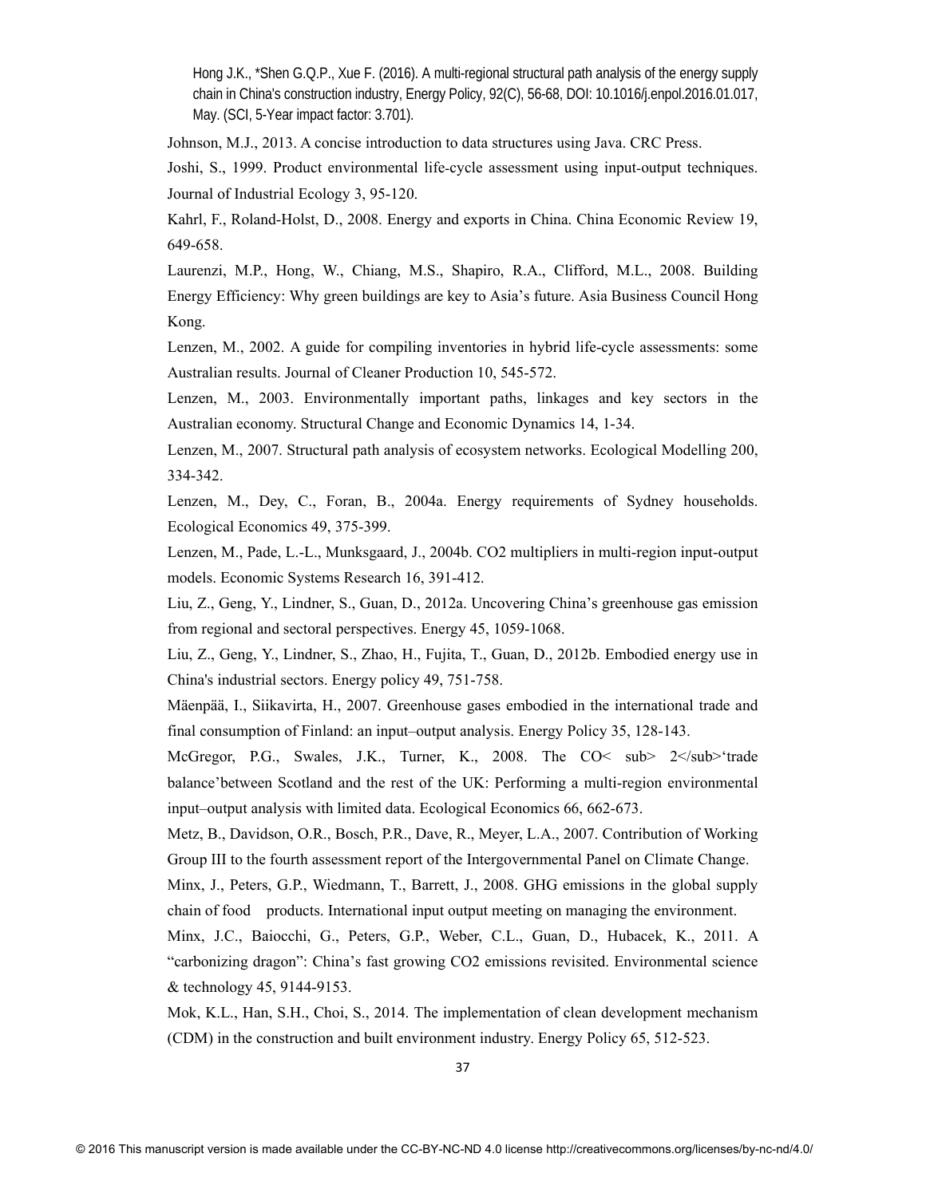Hong J.K., *Shen G.Q.P., Xue F. (2016). A multi-regional structural path analysis of the energy supply chain in China's construction industry, Energy Policy, 92(C), 56-68, DOI: 10.1016/j.enpol.2016.01.017, May. (SCI, 5-Year impact factor: 3.701).

Johnson, M.J., 2013. A concise introduction to data structures using Java. CRC Press.

Joshi, S., 1999. Product environmental life-cycle assessment using input-output techniques. Journal of Industrial Ecology 3, 95-120.

Kahrl, F., Roland-Holst, D., 2008. Energy and exports in China. China Economic Review 19, 649-658.

Laurenzi, M.P., Hong, W., Chiang, M.S., Shapiro, R.A., Clifford, M.L., 2008. Building Energy Efficiency: Why green buildings are key to Asia's future. Asia Business Council Hong Kong.

Lenzen, M., 2002. A guide for compiling inventories in hybrid life-cycle assessments: some Australian results. Journal of Cleaner Production 10, 545-572.

Lenzen, M., 2003. Environmentally important paths, linkages and key sectors in the Australian economy. Structural Change and Economic Dynamics 14, 1-34.

Lenzen, M., 2007. Structural path analysis of ecosystem networks. Ecological Modelling 200, 334-342.

Lenzen, M., Dey, C., Foran, B., 2004a. Energy requirements of Sydney households. Ecological Economics 49, 375-399.

Lenzen, M., Pade, L.-L., Munksgaard, J., 2004b. CO2 multipliers in multi-region input-output models. Economic Systems Research 16, 391-412.

Liu, Z., Geng, Y., Lindner, S., Guan, D., 2012a. Uncovering China's greenhouse gas emission from regional and sectoral perspectives. Energy 45, 1059-1068.

Liu, Z., Geng, Y., Lindner, S., Zhao, H., Fujita, T., Guan, D., 2012b. Embodied energy use in China's industrial sectors. Energy policy 49, 751-758.

Mäenpää, I., Siikavirta, H., 2007. Greenhouse gases embodied in the international trade and final consumption of Finland: an input–output analysis. Energy Policy 35, 128-143.

McGregor, P.G., Swales, J.K., Turner, K., 2008. The CO< sub> 2</sub>'trade balance'between Scotland and the rest of the UK: Performing a multi-region environmental input–output analysis with limited data. Ecological Economics 66, 662-673.

Metz, B., Davidson, O.R., Bosch, P.R., Dave, R., Meyer, L.A., 2007. Contribution of Working Group III to the fourth assessment report of the Intergovernmental Panel on Climate Change.

Minx, J., Peters, G.P., Wiedmann, T., Barrett, J., 2008. GHG emissions in the global supply chain of food products. International input output meeting on managing the environment.

Minx, J.C., Baiocchi, G., Peters, G.P., Weber, C.L., Guan, D., Hubacek, K., 2011. A "carbonizing dragon": China's fast growing CO2 emissions revisited. Environmental science & technology 45, 9144-9153.

Mok, K.L., Han, S.H., Choi, S., 2014. The implementation of clean development mechanism (CDM) in the construction and built environment industry. Energy Policy 65, 512-523.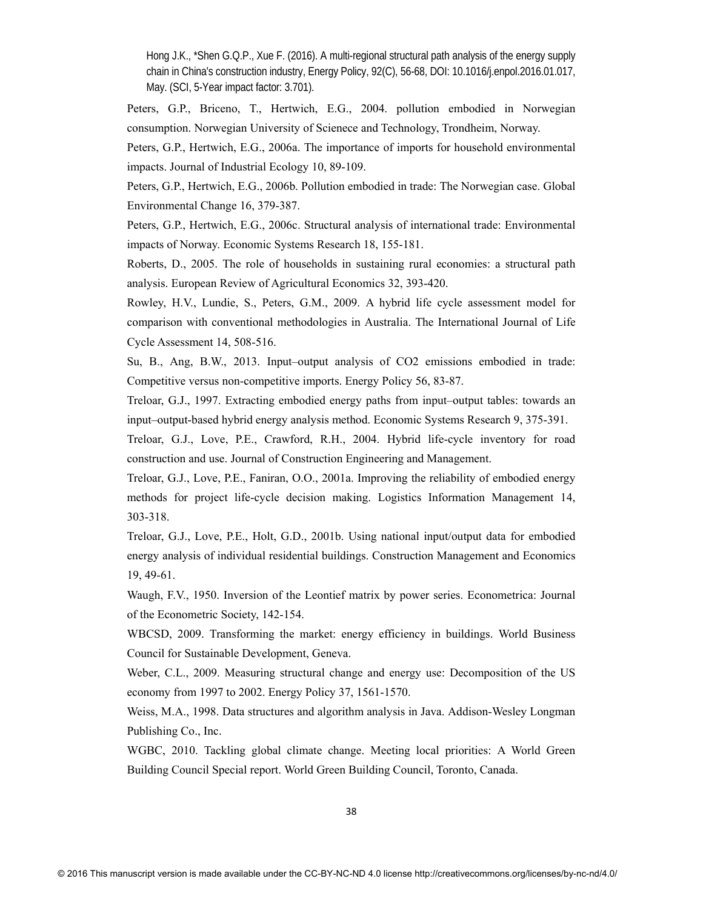Hong J.K., *Shen G.Q.P., Xue F. (2016). A multi-regional structural path analysis of the energy supply chain in China's construction industry, Energy Policy, 92(C), 56-68, DOI: 10.1016/j.enpol.2016.01.017, May. (SCI, 5-Year impact factor: 3.701).

Peters, G.P., Briceno, T., Hertwich, E.G., 2004. pollution embodied in Norwegian consumption. Norwegian University of Scienece and Technology, Trondheim, Norway.

Peters, G.P., Hertwich, E.G., 2006a. The importance of imports for household environmental impacts. Journal of Industrial Ecology 10, 89-109.

Peters, G.P., Hertwich, E.G., 2006b. Pollution embodied in trade: The Norwegian case. Global Environmental Change 16, 379-387.

Peters, G.P., Hertwich, E.G., 2006c. Structural analysis of international trade: Environmental impacts of Norway. Economic Systems Research 18, 155-181.

Roberts, D., 2005. The role of households in sustaining rural economies: a structural path analysis. European Review of Agricultural Economics 32, 393-420.

Rowley, H.V., Lundie, S., Peters, G.M., 2009. A hybrid life cycle assessment model for comparison with conventional methodologies in Australia. The International Journal of Life Cycle Assessment 14, 508-516.

Su, B., Ang, B.W., 2013. Input–output analysis of CO2 emissions embodied in trade: Competitive versus non-competitive imports. Energy Policy 56, 83-87.

Treloar, G.J., 1997. Extracting embodied energy paths from input–output tables: towards an input–output-based hybrid energy analysis method. Economic Systems Research 9, 375-391.

Treloar, G.J., Love, P.E., Crawford, R.H., 2004. Hybrid life-cycle inventory for road construction and use. Journal of Construction Engineering and Management.

Treloar, G.J., Love, P.E., Faniran, O.O., 2001a. Improving the reliability of embodied energy methods for project life-cycle decision making. Logistics Information Management 14, 303-318.

Treloar, G.J., Love, P.E., Holt, G.D., 2001b. Using national input/output data for embodied energy analysis of individual residential buildings. Construction Management and Economics 19, 49-61.

Waugh, F.V., 1950. Inversion of the Leontief matrix by power series. Econometrica: Journal of the Econometric Society, 142-154.

WBCSD, 2009. Transforming the market: energy efficiency in buildings. World Business Council for Sustainable Development, Geneva.

Weber, C.L., 2009. Measuring structural change and energy use: Decomposition of the US economy from 1997 to 2002. Energy Policy 37, 1561-1570.

Weiss, M.A., 1998. Data structures and algorithm analysis in Java. Addison-Wesley Longman Publishing Co., Inc.

WGBC, 2010. Tackling global climate change. Meeting local priorities: A World Green Building Council Special report. World Green Building Council, Toronto, Canada.

© 2016 This manuscript version is made available under the CC-BY-NC-ND 4.0 license http://creativecommons.org/licenses/by-nc-nd/4.0/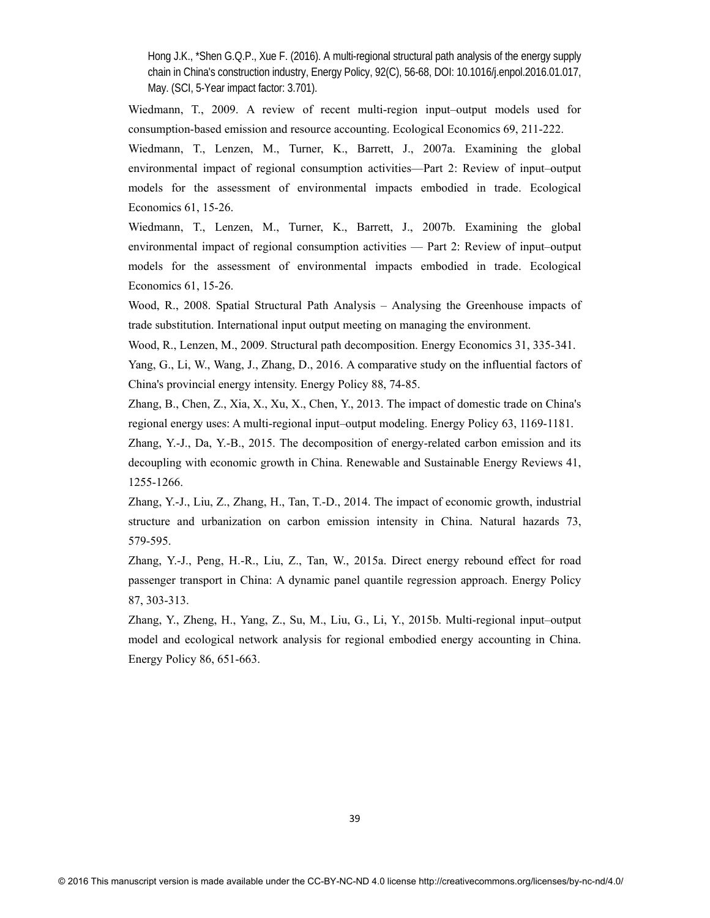Hong J.K., *Shen G.Q.P., Xue F. (2016). A multi-regional structural path analysis of the energy supply chain in China's construction industry, Energy Policy, 92(C), 56-68, DOI: 10.1016/j.enpol.2016.01.017, May. (SCI, 5-Year impact factor: 3.701).

Wiedmann, T., 2009. A review of recent multi-region input–output models used for consumption-based emission and resource accounting. Ecological Economics 69, 211-222.

Wiedmann, T., Lenzen, M., Turner, K., Barrett, J., 2007a. Examining the global environmental impact of regional consumption activities—Part 2: Review of input–output models for the assessment of environmental impacts embodied in trade. Ecological Economics 61, 15-26.

Wiedmann, T., Lenzen, M., Turner, K., Barrett, J., 2007b. Examining the global environmental impact of regional consumption activities — Part 2: Review of input–output models for the assessment of environmental impacts embodied in trade. Ecological Economics 61, 15-26.

Wood, R., 2008. Spatial Structural Path Analysis – Analysing the Greenhouse impacts of trade substitution. International input output meeting on managing the environment.

Wood, R., Lenzen, M., 2009. Structural path decomposition. Energy Economics 31, 335-341.

Yang, G., Li, W., Wang, J., Zhang, D., 2016. A comparative study on the influential factors of China's provincial energy intensity. Energy Policy 88, 74-85.

Zhang, B., Chen, Z., Xia, X., Xu, X., Chen, Y., 2013. The impact of domestic trade on China's regional energy uses: A multi-regional input–output modeling. Energy Policy 63, 1169-1181.

Zhang, Y.-J., Da, Y.-B., 2015. The decomposition of energy-related carbon emission and its decoupling with economic growth in China. Renewable and Sustainable Energy Reviews 41, 1255-1266.

Zhang, Y.-J., Liu, Z., Zhang, H., Tan, T.-D., 2014. The impact of economic growth, industrial structure and urbanization on carbon emission intensity in China. Natural hazards 73, 579-595.

Zhang, Y.-J., Peng, H.-R., Liu, Z., Tan, W., 2015a. Direct energy rebound effect for road passenger transport in China: A dynamic panel quantile regression approach. Energy Policy 87, 303-313.

Zhang, Y., Zheng, H., Yang, Z., Su, M., Liu, G., Li, Y., 2015b. Multi-regional input–output model and ecological network analysis for regional embodied energy accounting in China. Energy Policy 86, 651-663.

© 2016 This manuscript version is made available under the CC-BY-NC-ND 4.0 license http://creativecommons.org/licenses/by-nc-nd/4.0/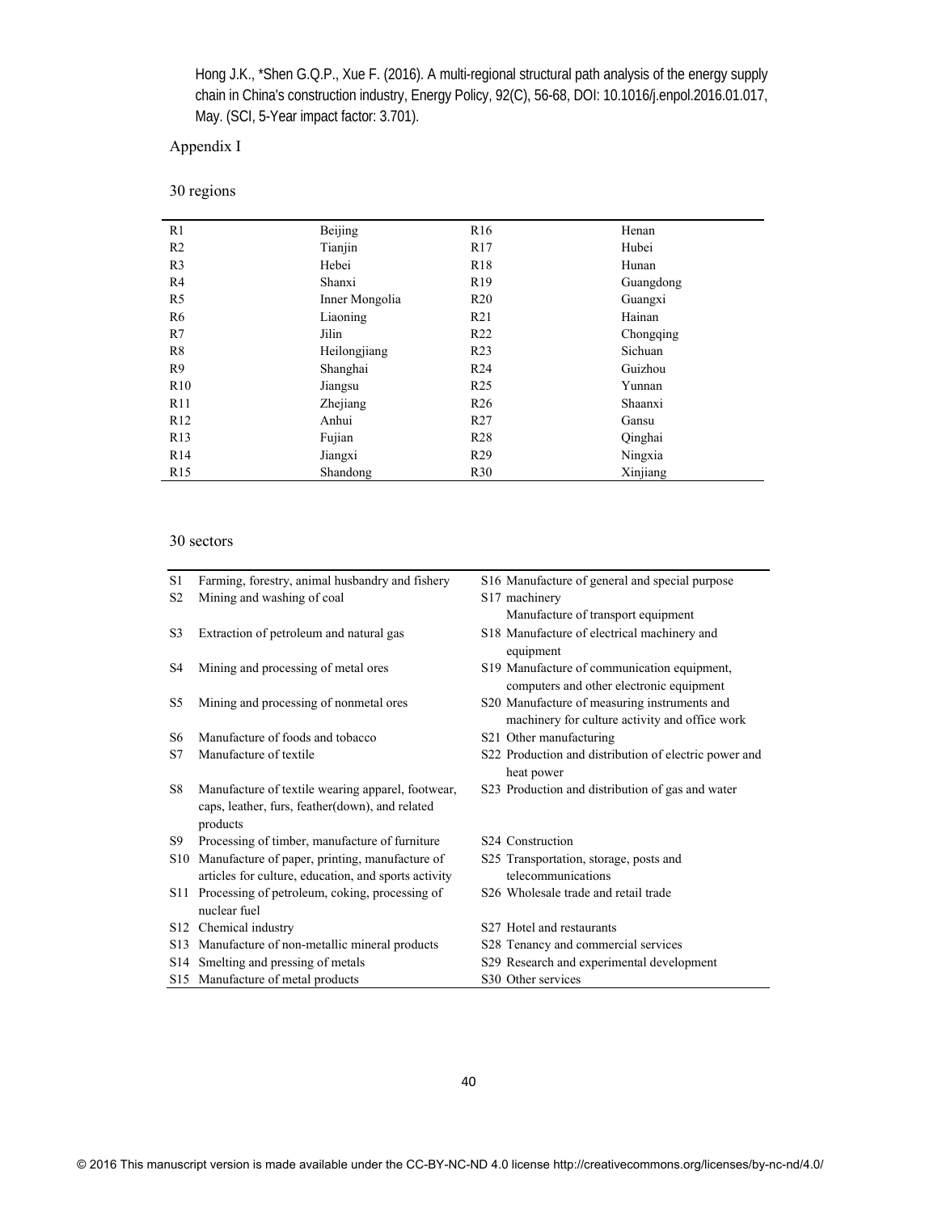Appendix I

30 regions

| | | | |
|---|---|---|---|
| R1 | Beijing | R16 | Henan |
| R2 | Tianjin | R17 | Hubei |
| R3 | Hebei | R18 | Hunan |
| R4 | Shanxi | R19 | Guangdong |
| R5 | Inner Mongolia | R20 | Guangxi |
| R6 | Liaoning | R21 | Hainan |
| R7 | Jilin | R22 | Chongqing |
| R8 | Heilongjiang | R23 | Sichuan |
| R9 | Shanghai | R24 | Guizhou |
| R10 | Jiangsu | R25 | Yunnan |
| R11 | Zhejiang | R26 | Shaanxi |
| R12 | Anhui | R27 | Gansu |
| R13 | Fujian | R28 | Qinghai |
| R14 | Jiangxi | R29 | Ningxia |
| R15 | Shandong | R30 | Xinjiang |

30 sectors

| | | | |
|---|---|---|---|
| S1 | Farming, forestry, animal husbandry and fishery | S16 | Manufacture of general and special purpose machinery |
| S2 | Mining and washing of coal | S17 | Manufacture of transport equipment |
| S3 | Extraction of petroleum and natural gas | S18 | Manufacture of electrical machinery and equipment |
| S4 | Mining and processing of metal ores | S19 | Manufacture of communication equipment, computers and other electronic equipment |
| S5 | Mining and processing of nonmetal ores | S20 | Manufacture of measuring instruments and machinery for culture activity and office work |
| S6 | Manufacture of foods and tobacco | S21 | Other manufacturing |
| S7 | Manufacture of textile | S22 | Production and distribution of electric power and heat power |
| S8 | Manufacture of textile wearing apparel, footwear, caps, leather, furs, feather(down), and related products | S23 | Production and distribution of gas and water |
| S9 | Processing of timber, manufacture of furniture | S24 | Construction |
| S10 | Manufacture of paper, printing, manufacture of articles for culture, education, and sports activity | S25 | Transportation, storage, posts and telecommunications |
| S11 | Processing of petroleum, coking, processing of nuclear fuel | S26 | Wholesale trade and retail trade |
| S12 | Chemical industry | S27 | Hotel and restaurants |
| S13 | Manufacture of non-metallic mineral products | S28 | Tenancy and commercial services |
| S14 | Smelting and pressing of metals | S29 | Research and experimental development |
| S15 | Manufacture of metal products | S30 | Other services |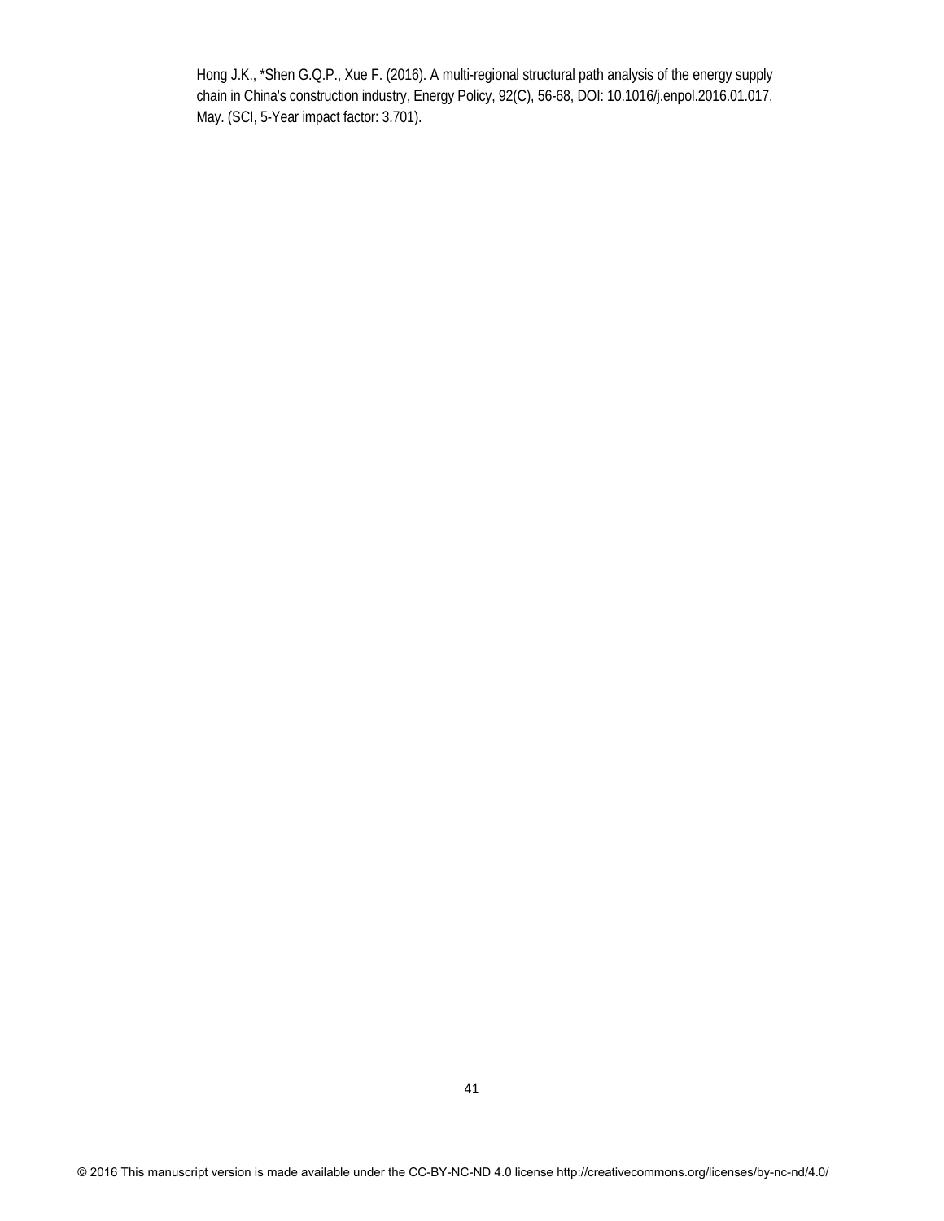Hong J.K., *Shen G.Q.P., Xue F. (2016). A multi-regional structural path analysis of the energy supply chain in China's construction industry, Energy Policy, 92(C), 56-68, DOI: 10.1016/j.enpol.2016.01.017, May. (SCI, 5-Year impact factor: 3.701).

© 2016 This manuscript version is made available under the CC-BY-NC-ND 4.0 license http://creativecommons.org/licenses/by-nc-nd/4.0/